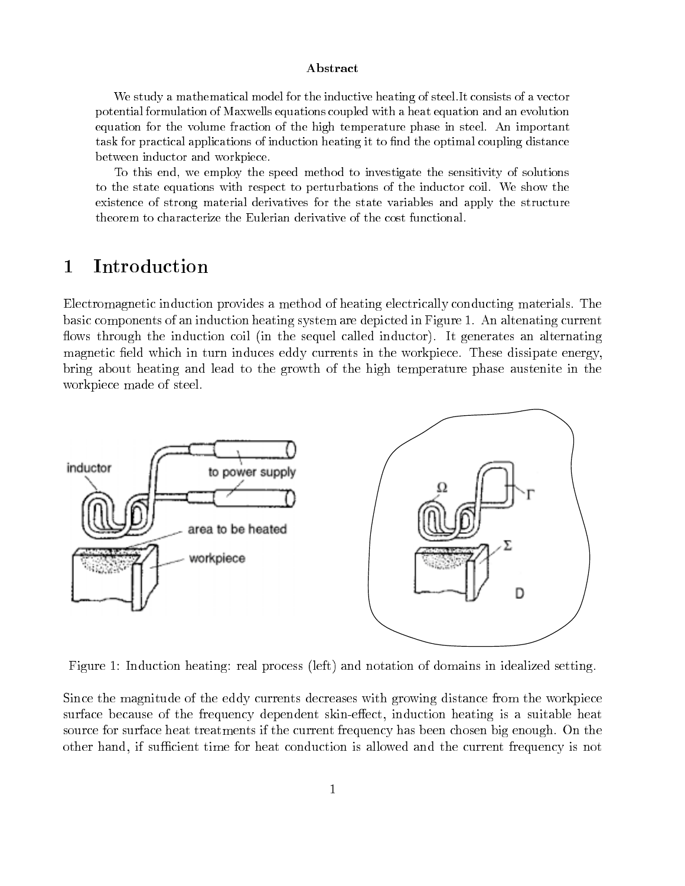**Abstract**

We study a mathematical model for the inductive heating of steel.It consists of a vector potential formulation of Maxwells equations coupled with a heat equation and an evolution equation for the volume fraction of the high temperature phase in steel. An important task for practical applications of induction heating it to find the optimal coupling distance between inductor and workpiece.

To this end, we employ the speed method to investigate the sensitivity of solutions to the state equations with respect to perturbations of the inductor coil. We show the existence of strong material derivatives for the state variables and apply the structure theorem to characterize the Eulerian derivative of the cost functional.

# 1 Introduction

Electromagnetic induction provides a method of heating electrically conducting materials. The basic components of an induction heating system are depicted in Figure 1. An altenating current flows through the induction coil (in the sequel called inductor). It generates an alternating magnetic field which in turn induces eddy currents in the workpiece. These dissipate energy, bring about heating and lead to the growth of the high temperature phase austenite in the workpiece made of steel.

Figure 1: Induction heating: real process (left) and notation of domains in idealized setting.

Since the magnitude of the eddy currents decreases with growing distance from the workpiece surface because of the frequency dependent skin-effect, induction heating is a suitable heat source for surface heat treatments if the current frequency has been chosen big enough. On the other hand, if sufficient time for heat conduction is allowed and the current frequency is not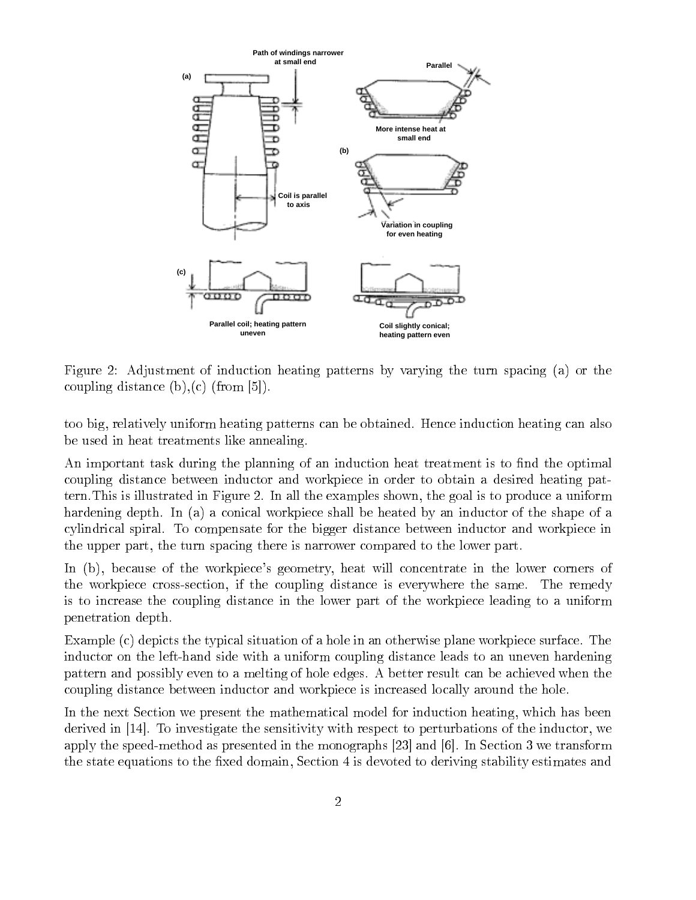Figure 2: Adjustment of induction heating patterns by varying the turn spacing (a) or the coupling distance (b),(c) (from [5]).

too big, relatively uniform heating patterns can be obtained. Hence induction heating can also be used in heat treatments like annealing.

An important task during the planning of an induction heat treatment is to find the optimal coupling distance between inductor and workpiece in order to obtain a desired heating pattern. This is illustrated in Figure 2. In all the examples shown, the goal is to produce a uniform hardening depth. In (a) a conical workpiece shall be heated by an inductor of the shape of a cylindrical spiral. To compensate for the bigger distance between inductor and workpiece in the upper part, the turn spacing there is narrower compared to the lower part.

In (b), because of the workpiece's geometry, heat will concentrate in the lower corners of the workpiece cross-section, if the coupling distance is everywhere the same. The remedy is to increase the coupling distance in the lower part of the workpiece leading to a uniform penetration depth.

Example (c) depicts the typical situation of a hole in an otherwise plane workpiece surface. The inductor on the left-hand side with a uniform coupling distance leads to an uneven hardening pattern and possibly even to a melting of hole edges. A better result can be achieved when the coupling distance between inductor and workpiece is increased locally around the hole.

In the next Section we present the mathematical model for induction heating, which has been derived in [14]. To investigate the sensitivity with respect to perturbations of the inductor, we apply the speed-method as presented in the monographs [23] and [6]. In Section 3 we transform the state equations to the fixed domain, Section 4 is devoted to deriving stability estimates and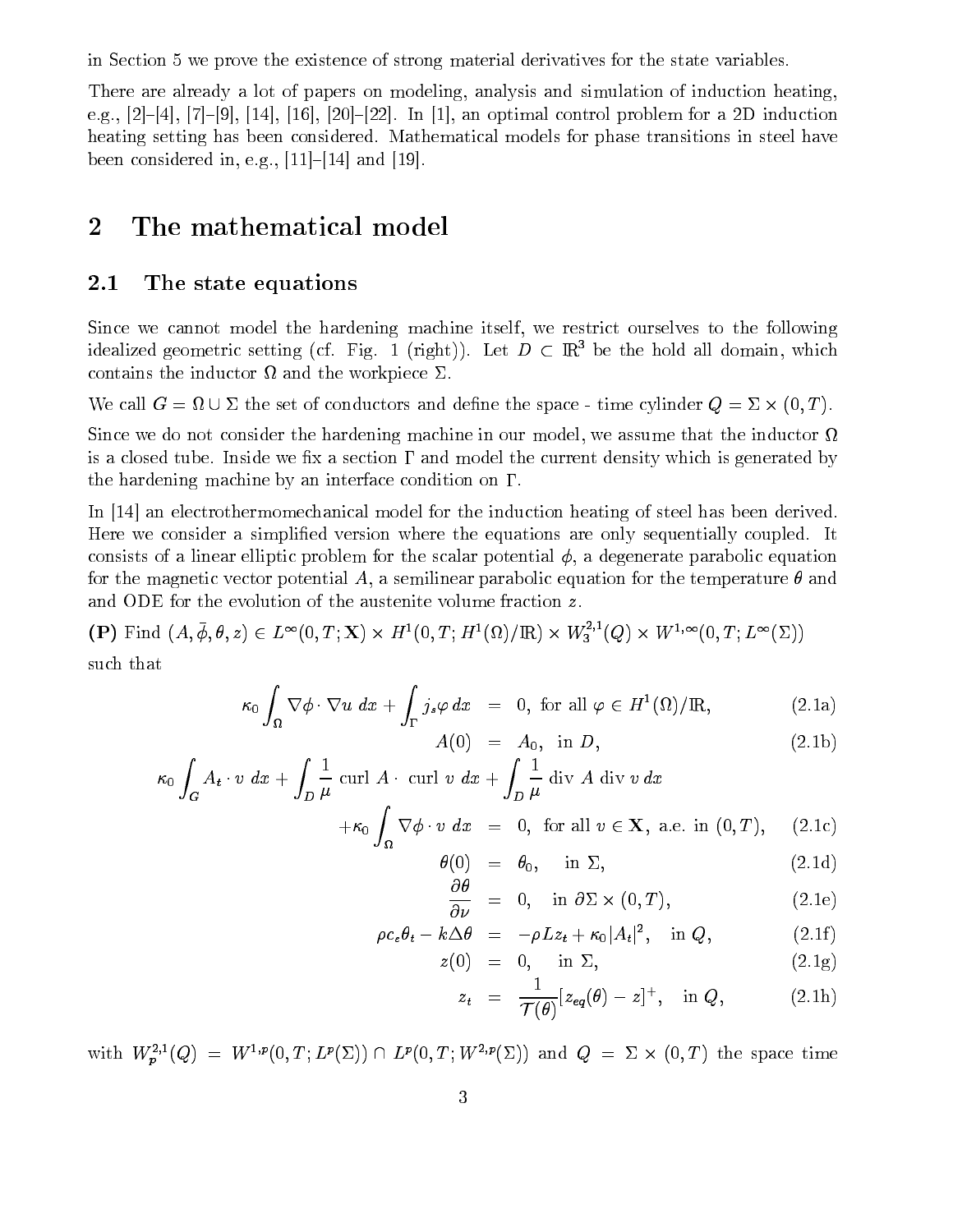in Section 5 we prove the existence of strong material derivatives for the state variables.

There are already a lot of papers on modeling, analysis and simulation of induction heating, e.g., [2]–[4], [7]–[9], [14], [16], [20]–[22]. In [1], an optimal control problem for a 2D induction heating setting has been considered. Mathematical models for phase transitions in steel have been considered in, e.g., [11]–[14] and [19].

# 2 The mathematical model

## 2.1 The state equations

Since we cannot model the hardening machine itself, we restrict ourselves to the following idealized geometric setting (cf. Fig. 1 (right)). Let $D \subset \mathbb{R}^3$ be the hold all domain, which contains the inductor $\Omega$ and the workpiece $\Sigma$.

We call $G = \Omega \cup \Sigma$ the set of conductors and define the space - time cylinder $Q = \Sigma \times (0, T)$.

Since we do not consider the hardening machine in our model, we assume that the inductor $\Omega$ is a closed tube. Inside we fix a section $\Gamma$ and model the current density which is generated by the hardening machine by an interface condition on $\Gamma$.

In [14] an electrothermomechanical model for the induction heating of steel has been derived. Here we consider a simplified version where the equations are only sequentially coupled. It consists of a linear elliptic problem for the scalar potential $\phi$, a degenerate parabolic equation for the magnetic vector potential $A$, a semilinear parabolic equation for the temperature $\theta$ and and ODE for the evolution of the austenite volume fraction $z$.

**(P)** Find $(A, \bar{\phi}, \theta, z) \in L^\infty(0,T;\mathbf{X}) \times H^1(0,T;H^1(\Omega)/\mathbb{R}) \times W_3^{2,1}(Q) \times W^{1,\infty}(0,T;L^\infty(\Sigma))$ such that

$$
\begin{aligned}
\kappa_0 \int_\Omega \nabla\phi \cdot \nabla u \; dx + \int_\Gamma j_s \varphi \, dx &= 0, \text{ for all } \varphi \in H^1(\Omega)/\mathbb{R}, && (2.1a)\\
A(0) &= A_0, \text{ in } D, && (2.1b)\\
\kappa_0 \int_G A_t \cdot v \; dx + \int_D \frac{1}{\mu} \text{ curl } A \cdot \text{ curl } v \; dx + \int_D \frac{1}{\mu} \text{ div } A \text{ div } v \, dx & \\
+ \kappa_0 \int_\Omega \nabla\phi \cdot v \; dx &= 0, \text{ for all } v \in \mathbf{X}, \text{ a.e. in } (0,T), && (2.1c)\\
\theta(0) &= \theta_0, \quad \text{in } \Sigma, && (2.1d)\\
\frac{\partial\theta}{\partial\nu} &= 0, \quad \text{in } \partial\Sigma \times (0,T), && (2.1e)\\
\rho c_e \theta_t - k\Delta\theta &= -\rho L z_t + \kappa_0 |A_t|^2, \quad \text{in } Q, && (2.1f)\\
z(0) &= 0, \quad \text{in } \Sigma, && (2.1g)\\
z_t &= \frac{1}{\mathcal{T}(\theta)}[z_{eq}(\theta) - z]^+, \quad \text{in } Q, && (2.1h)
\end{aligned}
$$

with $W_p^{2,1}(Q) = W^{1,p}(0,T;L^p(\Sigma)) \cap L^p(0,T;W^{2,p}(\Sigma))$ and $Q = \Sigma \times (0,T)$ the space time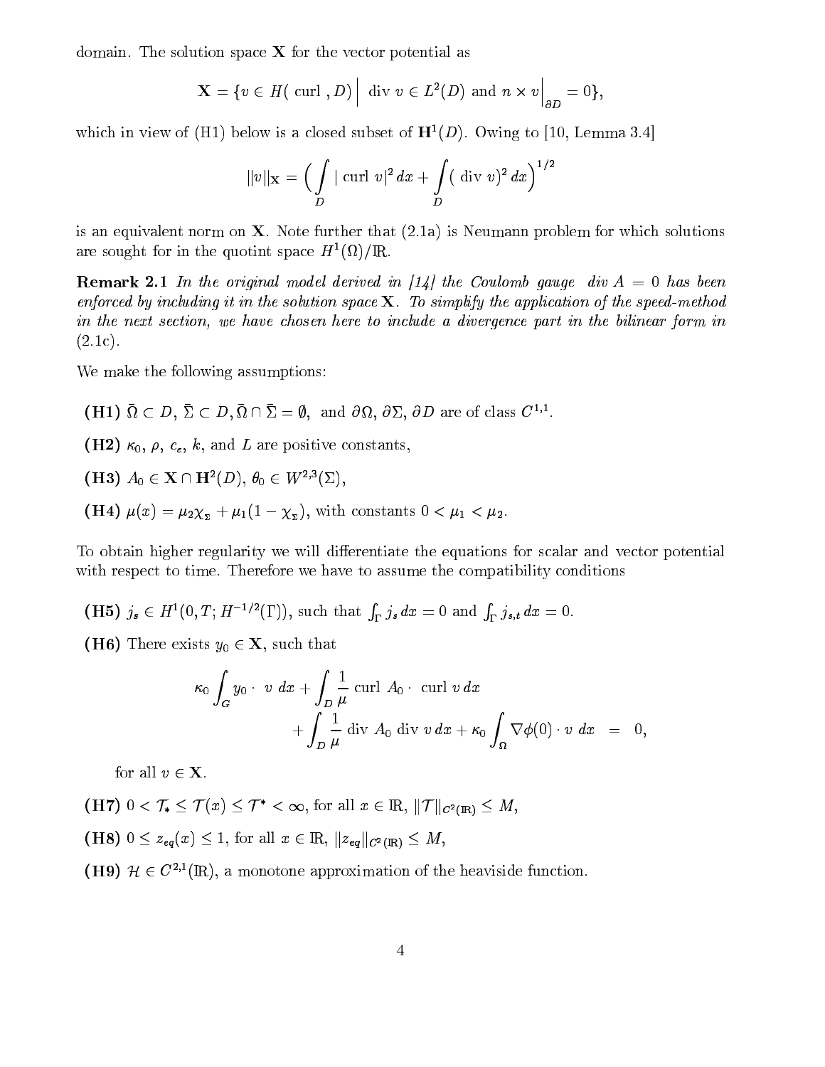domain. The solution space $\mathbf{X}$ for the vector potential as

$$\mathbf{X} = \{v \in H(\text{ curl }, D) \Big| \text{ div } v \in L^2(D) \text{ and } n \times v\Big|_{\partial D} = 0\},$$

which in view of (H1) below is a closed subset of $\mathbf{H}^1(D)$. Owing to [10, Lemma 3.4]

$$\|v\|_{\mathbf{X}} = \Big( \int\limits_D |\text{ curl } v|^2 \, dx + \int\limits_D (\text{ div } v)^2 \, dx \Big)^{1/2}$$

is an equivalent norm on $\mathbf{X}$. Note further that (2.1a) is Neumann problem for which solutions are sought for in the quotint space $H^1(\Omega)/\mathbb{R}$.

**Remark 2.1** *In the original model derived in [14] the Coulomb gauge div $A = 0$ has been enforced by including it in the solution space $\mathbf{X}$. To simplify the application of the speed-method in the next section, we have chosen here to include a divergence part in the bilinear form in (2.1c).*

We make the following assumptions:

- **(H1)** $\bar{\Omega} \subset D$, $\bar{\Sigma} \subset D$, $\bar{\Omega} \cap \bar{\Sigma} = \emptyset$, and $\partial\Omega$, $\partial\Sigma$, $\partial D$ are of class $C^{1,1}$.
- **(H2)** $\kappa_0$, $\rho$, $c_e$, $k$, and $L$ are positive constants,
- **(H3)** $A_0 \in \mathbf{X} \cap \mathbf{H}^2(D)$, $\theta_0 \in W^{2,3}(\Sigma)$,
- **(H4)** $\mu(x) = \mu_2 \chi_\Sigma + \mu_1(1 - \chi_\Sigma)$, with constants $0 < \mu_1 < \mu_2$.

To obtain higher regularity we will differentiate the equations for scalar and vector potential with respect to time. Therefore we have to assume the compatibility conditions

- **(H5)** $j_s \in H^1(0, T; H^{-1/2}(\Gamma))$, such that $\int_\Gamma j_s \, dx = 0$ and $\int_\Gamma j_{s,t} \, dx = 0$.
- **(H6)** There exists $y_0 \in \mathbf{X}$, such that

$$\kappa_0 \int_G y_0 \cdot \; v \; dx + \int_D \frac{1}{\mu} \text{ curl } A_0 \cdot \text{ curl } v \, dx + \int_D \frac{1}{\mu} \text{ div } A_0 \text{ div } v \, dx + \kappa_0 \int_\Omega \nabla\phi(0) \cdot v \; dx \;\; = \;\; 0,$$

for all $v \in \mathbf{X}$.

- **(H7)** $0 < \mathcal{T}_* \leq \mathcal{T}(x) \leq \mathcal{T}^* < \infty$, for all $x \in \mathbb{R}$, $\|\mathcal{T}\|_{C^2(\mathbb{R})} \leq M$,
- **(H8)** $0 \leq z_{eq}(x) \leq 1$, for all $x \in \mathbb{R}$, $\|z_{eq}\|_{C^2(\mathbb{R})} \leq M$,
- **(H9)** $\mathcal{H} \in C^{2,1}(\mathbb{R})$, a monotone approximation of the heaviside function.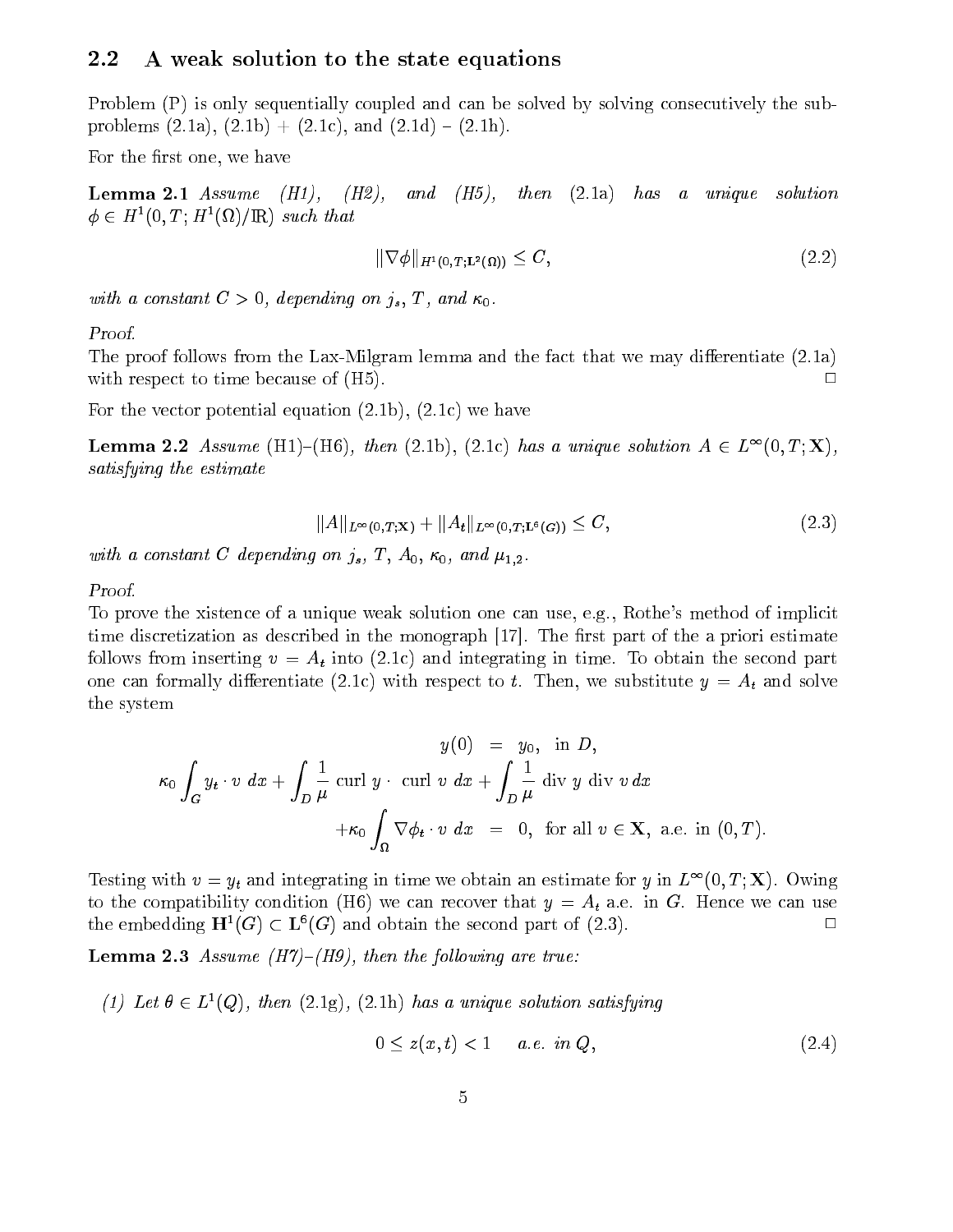## 2.2 A weak solution to the state equations

Problem (P) is only sequentially coupled and can be solved by solving consecutively the subproblems (2.1a), (2.1b) + (2.1c), and (2.1d) – (2.1h).

For the first one, we have

**Lemma 2.1** *Assume (H1), (H2), and (H5), then (2.1a) has a unique solution $\phi \in H^1(0,T;H^1(\Omega)/\mathbb{R})$ such that*

$$\|\nabla \phi\|_{H^1(0,T;\mathbf{L}^2(\Omega))} \leq C, \tag{2.2}$$

*with a constant $C > 0$, depending on $j_s$, $T$, and $\kappa_0$.*

*Proof.*
The proof follows from the Lax-Milgram lemma and the fact that we may differentiate (2.1a) with respect to time because of (H5). □

For the vector potential equation (2.1b), (2.1c) we have

**Lemma 2.2** *Assume* (H1)–(H6)*, then* (2.1b), (2.1c) *has a unique solution $A \in L^\infty(0,T;\mathbf{X})$, satisfying the estimate*

$$\|A\|_{L^\infty(0,T;\mathbf{X})} + \|A_t\|_{L^\infty(0,T;\mathbf{L}^6(G))} \leq C, \tag{2.3}$$

*with a constant $C$ depending on $j_s$, $T$, $A_0$, $\kappa_0$, and $\mu_{1,2}$.*

*Proof.*
To prove the xistence of a unique weak solution one can use, e.g., Rothe's method of implicit time discretization as described in the monograph [17]. The first part of the a priori estimate follows from inserting $v = A_t$ into (2.1c) and integrating in time. To obtain the second part one can formally differentiate (2.1c) with respect to $t$. Then, we substitute $y = A_t$ and solve the system

$$\begin{aligned} y(0) &= y_0, \text{ in } D, \\ \kappa_0 \int_G y_t \cdot v \, dx + \int_D \frac{1}{\mu} \text{ curl } y \cdot \text{ curl } v \, dx + \int_D \frac{1}{\mu} \text{ div } y \text{ div } v \, dx & \\ + \kappa_0 \int_\Omega \nabla \phi_t \cdot v \, dx &= 0, \text{ for all } v \in \mathbf{X}, \text{ a.e. in } (0,T). \end{aligned}$$

Testing with $v = y_t$ and integrating in time we obtain an estimate for $y$ in $L^\infty(0,T;\mathbf{X})$. Owing to the compatibility condition (H6) we can recover that $y = A_t$ a.e. in $G$. Hence we can use the embedding $\mathbf{H}^1(G) \subset \mathbf{L}^6(G)$ and obtain the second part of (2.3). □

**Lemma 2.3** *Assume (H7)–(H9), then the following are true:*

*(1) Let $\theta \in L^1(Q)$, then (2.1g), (2.1h) has a unique solution satisfying*

$$0 \leq z(x,t) < 1 \quad \text{a.e. in } Q, \tag{2.4}$$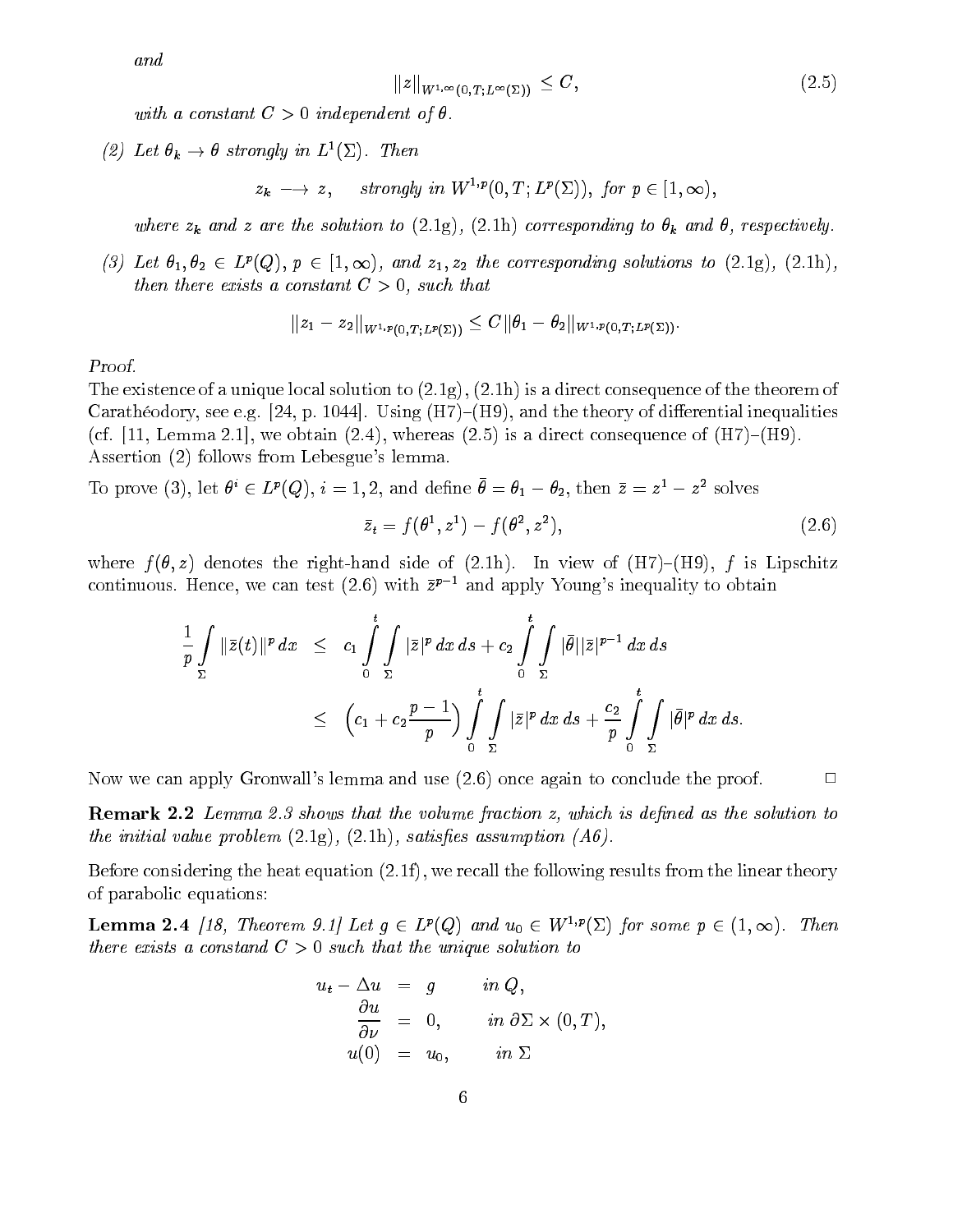*and*

$$\|z\|_{W^{1,\infty}(0,T;L^\infty(\Sigma))} \leq C, \tag{2.5}$$

*with a constant* $C > 0$ *independent of* $\theta$.

(2) *Let* $\theta_k \to \theta$ *strongly in* $L^1(\Sigma)$. *Then*

$$z_k \longrightarrow z, \qquad \text{strongly in } W^{1,p}(0,T;L^p(\Sigma)), \text{ for } p \in [1,\infty),$$

*where* $z_k$ *and* $z$ *are the solution to* (2.1g), (2.1h) *corresponding to* $\theta_k$ *and* $\theta$, *respectively.*

(3) *Let* $\theta_1, \theta_2 \in L^p(Q)$, $p \in [1,\infty)$, *and* $z_1, z_2$ *the corresponding solutions to* (2.1g), (2.1h), *then there exists a constant* $C > 0$, *such that*

$$\|z_1 - z_2\|_{W^{1,p}(0,T;L^p(\Sigma))} \leq C\|\theta_1 - \theta_2\|_{W^{1,p}(0,T;L^p(\Sigma))}.$$

*Proof.*

The existence of a unique local solution to (2.1g), (2.1h) is a direct consequence of the theorem of Carathéodory, see e.g. [24, p. 1044]. Using (H7)–(H9), and the theory of differential inequalities (cf. [11, Lemma 2.1], we obtain (2.4), whereas (2.5) is a direct consequence of (H7)–(H9). Assertion (2) follows from Lebesgue's lemma.

To prove (3), let $\theta^i \in L^p(Q)$, $i = 1,2$, and define $\bar{\theta} = \theta_1 - \theta_2$, then $\bar{z} = z^1 - z^2$ solves

$$\bar{z}_t = f(\theta^1, z^1) - f(\theta^2, z^2), \tag{2.6}$$

where $f(\theta, z)$ denotes the right-hand side of (2.1h). In view of (H7)–(H9), $f$ is Lipschitz continuous. Hence, we can test (2.6) with $\bar{z}^{p-1}$ and apply Young's inequality to obtain

$$\begin{aligned}
\frac{1}{p}\int_\Sigma \|\bar{z}(t)\|^p\,dx &\leq c_1 \int_0^t \int_\Sigma |\bar{z}|^p\,dx\,ds + c_2 \int_0^t \int_\Sigma |\bar{\theta}||\bar{z}|^{p-1}\,dx\,ds \\
&\leq \left(c_1 + c_2\frac{p-1}{p}\right) \int_0^t \int_\Sigma |\bar{z}|^p\,dx\,ds + \frac{c_2}{p}\int_0^t \int_\Sigma |\bar{\theta}|^p\,dx\,ds.
\end{aligned}$$

Now we can apply Gronwall's lemma and use (2.6) once again to conclude the proof. □

**Remark 2.2** *Lemma 2.3 shows that the volume fraction* $z$, *which is defined as the solution to the initial value problem* (2.1g), (2.1h), *satisfies assumption (A6).*

Before considering the heat equation (2.1f), we recall the following results from the linear theory of parabolic equations:

**Lemma 2.4** *[18, Theorem 9.1] Let* $g \in L^p(Q)$ *and* $u_0 \in W^{1,p}(\Sigma)$ *for some* $p \in (1,\infty)$. *Then there exists a constand* $C > 0$ *such that the unique solution to*

$$\begin{aligned}
u_t - \Delta u &= g \qquad \text{in } Q, \\
\frac{\partial u}{\partial \nu} &= 0, \qquad \text{in } \partial\Sigma \times (0,T), \\
u(0) &= u_0, \qquad \text{in } \Sigma
\end{aligned}$$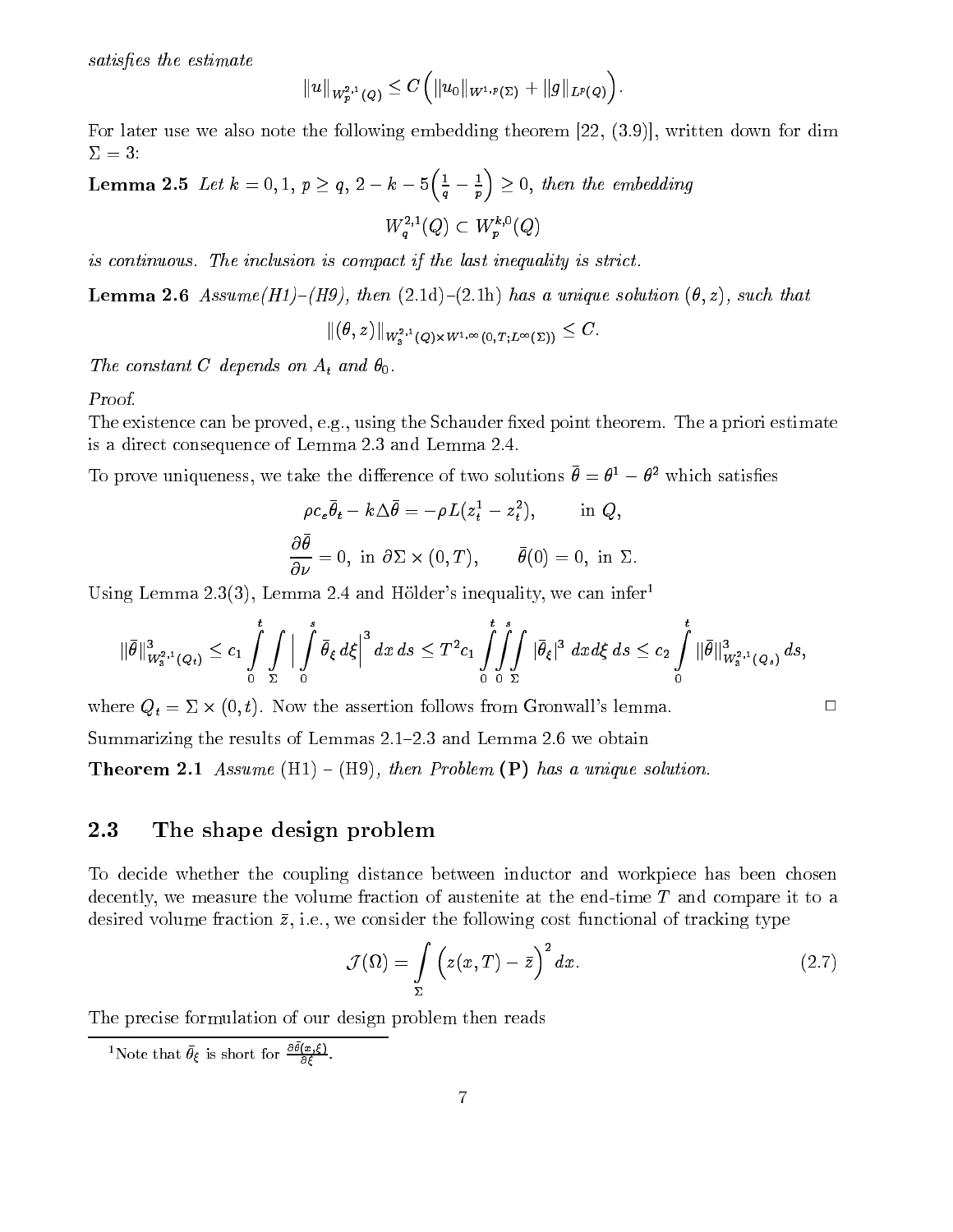*satisfies the estimate*

$$\|u\|_{W_p^{2,1}(Q)} \le C\Big(\|u_0\|_{W^{1,p}(\Sigma)} + \|g\|_{L^p(Q)}\Big).$$

For later use we also note the following embedding theorem [22, (3.9)], written down for dim $\Sigma = 3$:

**Lemma 2.5** *Let $k = 0, 1$, $p \ge q$, $2 - k - 5\Big(\frac{1}{q} - \frac{1}{p}\Big) \ge 0$, then the embedding*

$$W_q^{2,1}(Q) \subset W_p^{k,0}(Q)$$

*is continuous. The inclusion is compact if the last inequality is strict.*

**Lemma 2.6** *Assume(H1)–(H9), then* (2.1d)–(2.1h) *has a unique solution $(\theta, z)$, such that*

$$\|(\theta, z)\|_{W_3^{2,1}(Q)\times W^{1,\infty}(0,T;L^\infty(\Sigma))} \le C.$$

*The constant $C$ depends on $A_t$ and $\theta_0$.*

*Proof.*

The existence can be proved, e.g., using the Schauder fixed point theorem. The a priori estimate is a direct consequence of Lemma 2.3 and Lemma 2.4.

To prove uniqueness, we take the difference of two solutions $\bar\theta = \theta^1 - \theta^2$ which satisfies

$$\rho c_e \bar\theta_t - k\Delta\bar\theta = -\rho L(z_t^1 - z_t^2), \qquad \text{in } Q,$$

$$\frac{\partial\bar\theta}{\partial\nu} = 0, \text{ in } \partial\Sigma\times(0,T), \qquad \bar\theta(0) = 0, \text{ in } \Sigma.$$

Using Lemma 2.3(3), Lemma 2.4 and Hölder's inequality, we can infer[1]

$$\|\bar\theta\|^3_{W_3^{2,1}(Q_t)} \le c_1 \int_0^t \int_\Sigma \Big| \int_0^s \bar\theta_\xi \, d\xi \Big|^3 dx\, ds \le T^2 c_1 \int_0^t\int_0^s\int_\Sigma |\bar\theta_\xi|^3 \, dx d\xi\, ds \le c_2 \int_0^t \|\bar\theta\|^3_{W_3^{2,1}(Q_s)} ds,$$

where $Q_t = \Sigma \times (0, t)$. Now the assertion follows from Gronwall's lemma. □

Summarizing the results of Lemmas 2.1–2.3 and Lemma 2.6 we obtain

**Theorem 2.1** *Assume* (H1) – (H9)*, then Problem* **(P)** *has a unique solution.*

## 2.3 The shape design problem

To decide whether the coupling distance between inductor and workpiece has been chosen decently, we measure the volume fraction of austenite at the end-time $T$ and compare it to a desired volume fraction $\bar z$, i.e., we consider the following cost functional of tracking type

$$\mathcal{J}(\Omega) = \int_\Sigma \Big(z(x,T) - \bar z\Big)^2 dx. \tag{2.7}$$

The precise formulation of our design problem then reads

[1] Note that $\bar\theta_\xi$ is short for $\frac{\partial\bar\theta(x,\xi)}{\partial\xi}$.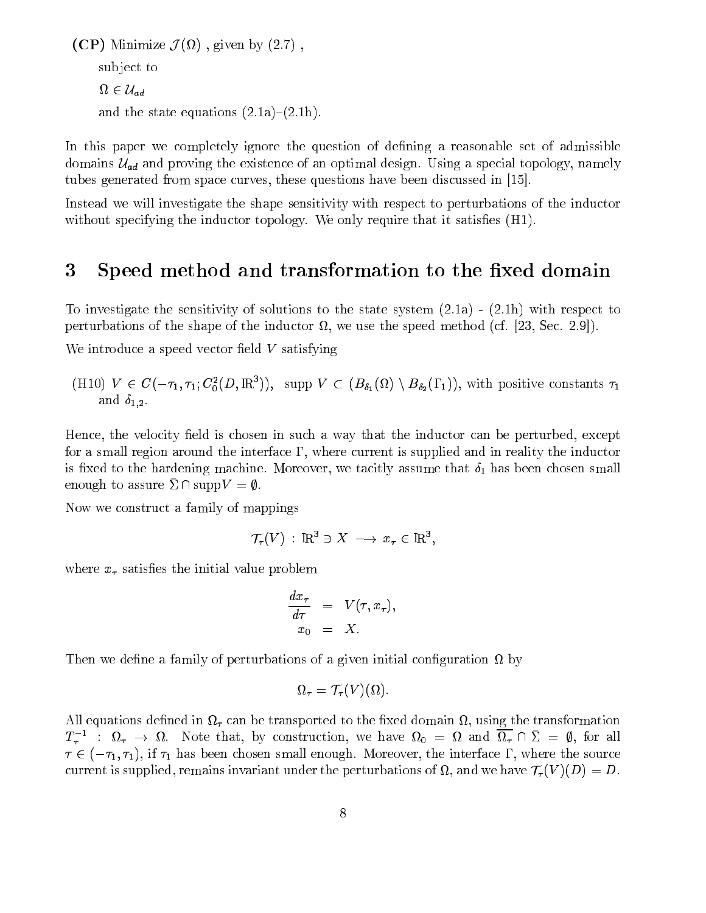**(CP)** Minimize $\mathcal{J}(\Omega)$ , given by (2.7) ,

subject to

$\Omega \in \mathcal{U}_{ad}$

and the state equations (2.1a)–(2.1h).

In this paper we completely ignore the question of defining a reasonable set of admissible domains $\mathcal{U}_{ad}$ and proving the existence of an optimal design. Using a special topology, namely tubes generated from space curves, these questions have been discussed in [15].

Instead we will investigate the shape sensitivity with respect to perturbations of the inductor without specifying the inductor topology. We only require that it satisfies (H1).

## 3 Speed method and transformation to the fixed domain

To investigate the sensitivity of solutions to the state system (2.1a) - (2.1h) with respect to perturbations of the shape of the inductor $\Omega$, we use the speed method (cf. [23, Sec. 2.9]).

We introduce a speed vector field $V$ satisfying

(H10) $V \in C(-\tau_1, \tau_1; C_0^2(D, \mathbb{R}^3))$, $\operatorname{supp} V \subset (B_{\delta_1}(\Omega) \setminus B_{\delta_2}(\Gamma_1))$, with positive constants $\tau_1$ and $\delta_{1,2}$.

Hence, the velocity field is chosen in such a way that the inductor can be perturbed, except for a small region around the interface $\Gamma$, where current is supplied and in reality the inductor is fixed to the hardening machine. Moreover, we tacitly assume that $\delta_1$ has been chosen small enough to assure $\bar{\Sigma} \cap \operatorname{supp} V = \emptyset$.

Now we construct a family of mappings

$$\mathcal{T}_\tau(V) \,:\, \mathbb{R}^3 \ni X \longrightarrow x_\tau \in \mathbb{R}^3,$$

where $x_\tau$ satisfies the initial value problem

$$\begin{aligned} \frac{dx_\tau}{d\tau} &= V(\tau, x_\tau), \\ x_0 &= X. \end{aligned}$$

Then we define a family of perturbations of a given initial configuration $\Omega$ by

$$\Omega_\tau = \mathcal{T}_\tau(V)(\Omega).$$

All equations defined in $\Omega_\tau$ can be transported to the fixed domain $\Omega$, using the transformation $T_\tau^{-1} \,:\, \Omega_\tau \to \Omega$. Note that, by construction, we have $\Omega_0 = \Omega$ and $\overline{\Omega_\tau} \cap \bar{\Sigma} = \emptyset$, for all $\tau \in (-\tau_1, \tau_1)$, if $\tau_1$ has been chosen small enough. Moreover, the interface $\Gamma$, where the source current is supplied, remains invariant under the perturbations of $\Omega$, and we have $\mathcal{T}_\tau(V)(D) = D$.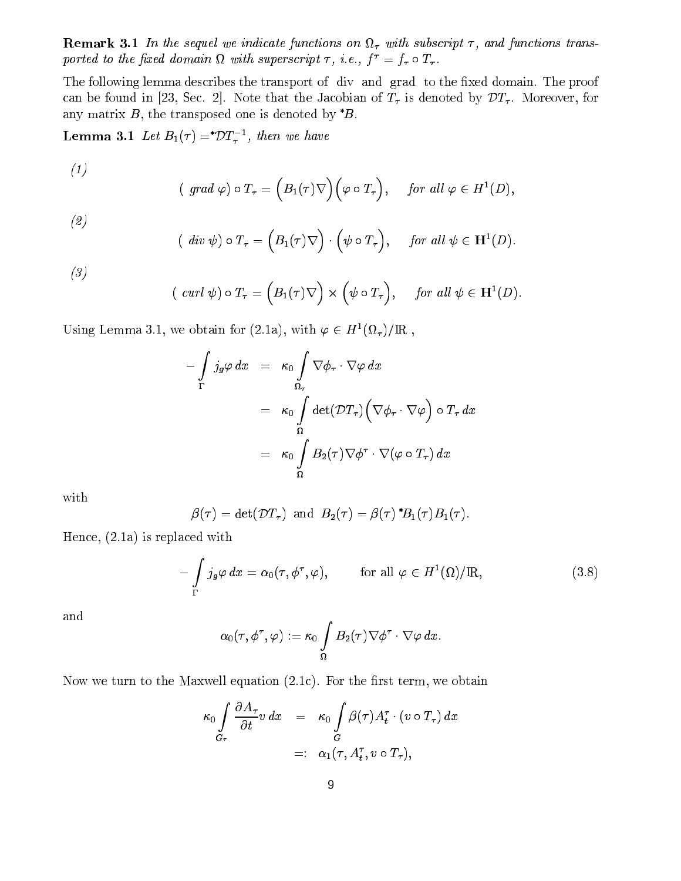**Remark 3.1** *In the sequel we indicate functions on $\Omega_\tau$ with subscript $\tau$, and functions transported to the fixed domain $\Omega$ with superscript $\tau$, i.e., $f^\tau = f_\tau \circ T_\tau$.*

The following lemma describes the transport of div and grad to the fixed domain. The proof can be found in [23, Sec. 2]. Note that the Jacobian of $T_\tau$ is denoted by $\mathcal{D}T_\tau$. Moreover, for any matrix $B$, the transposed one is denoted by ${}^*B$.

**Lemma 3.1** *Let $B_1(\tau) = {}^*\mathcal{D}T_\tau^{-1}$, then we have*

*(1)*

$$(\text{ grad } \varphi) \circ T_\tau = \Big(B_1(\tau)\nabla\Big)\Big(\varphi \circ T_\tau\Big), \quad \text{for all } \varphi \in H^1(D),$$

*(2)*

$$(\text{ div } \psi) \circ T_\tau = \Big(B_1(\tau)\nabla\Big) \cdot \Big(\psi \circ T_\tau\Big), \quad \text{for all } \psi \in \mathbf{H}^1(D).$$

*(3)*

$$(\text{ curl } \psi) \circ T_\tau = \Big(B_1(\tau)\nabla\Big) \times \Big(\psi \circ T_\tau\Big), \quad \text{for all } \psi \in \mathbf{H}^1(D).$$

Using Lemma 3.1, we obtain for (2.1a), with $\varphi \in H^1(\Omega_\tau)/\mathbb{R}$ ,

$$\begin{aligned}
-\int_\Gamma j_g \varphi \, dx &= \kappa_0 \int_{\Omega_\tau} \nabla\phi_\tau \cdot \nabla\varphi \, dx \\
&= \kappa_0 \int_\Omega \det(\mathcal{D}T_\tau)\Big(\nabla\phi_\tau \cdot \nabla\varphi\Big) \circ T_\tau \, dx \\
&= \kappa_0 \int_\Omega B_2(\tau)\nabla\phi^\tau \cdot \nabla(\varphi \circ T_\tau) \, dx
\end{aligned}$$

with

$$\beta(\tau) = \det(\mathcal{D}T_\tau) \text{ and } B_2(\tau) = \beta(\tau)\, {}^*B_1(\tau)B_1(\tau).$$

Hence, (2.1a) is replaced with

$$-\int_\Gamma j_g \varphi \, dx = \alpha_0(\tau, \phi^\tau, \varphi), \qquad \text{for all } \varphi \in H^1(\Omega)/\mathbb{R}, \tag{3.8}$$

and

$$\alpha_0(\tau, \phi^\tau, \varphi) := \kappa_0 \int_\Omega B_2(\tau)\nabla\phi^\tau \cdot \nabla\varphi \, dx.$$

Now we turn to the Maxwell equation (2.1c). For the first term, we obtain

$$\begin{aligned}
\kappa_0 \int_{G_\tau} \frac{\partial A_\tau}{\partial t} v \, dx &= \kappa_0 \int_G \beta(\tau) A_t^\tau \cdot (v \circ T_\tau) \, dx \\
&=: \alpha_1(\tau, A_t^\tau, v \circ T_\tau),
\end{aligned}$$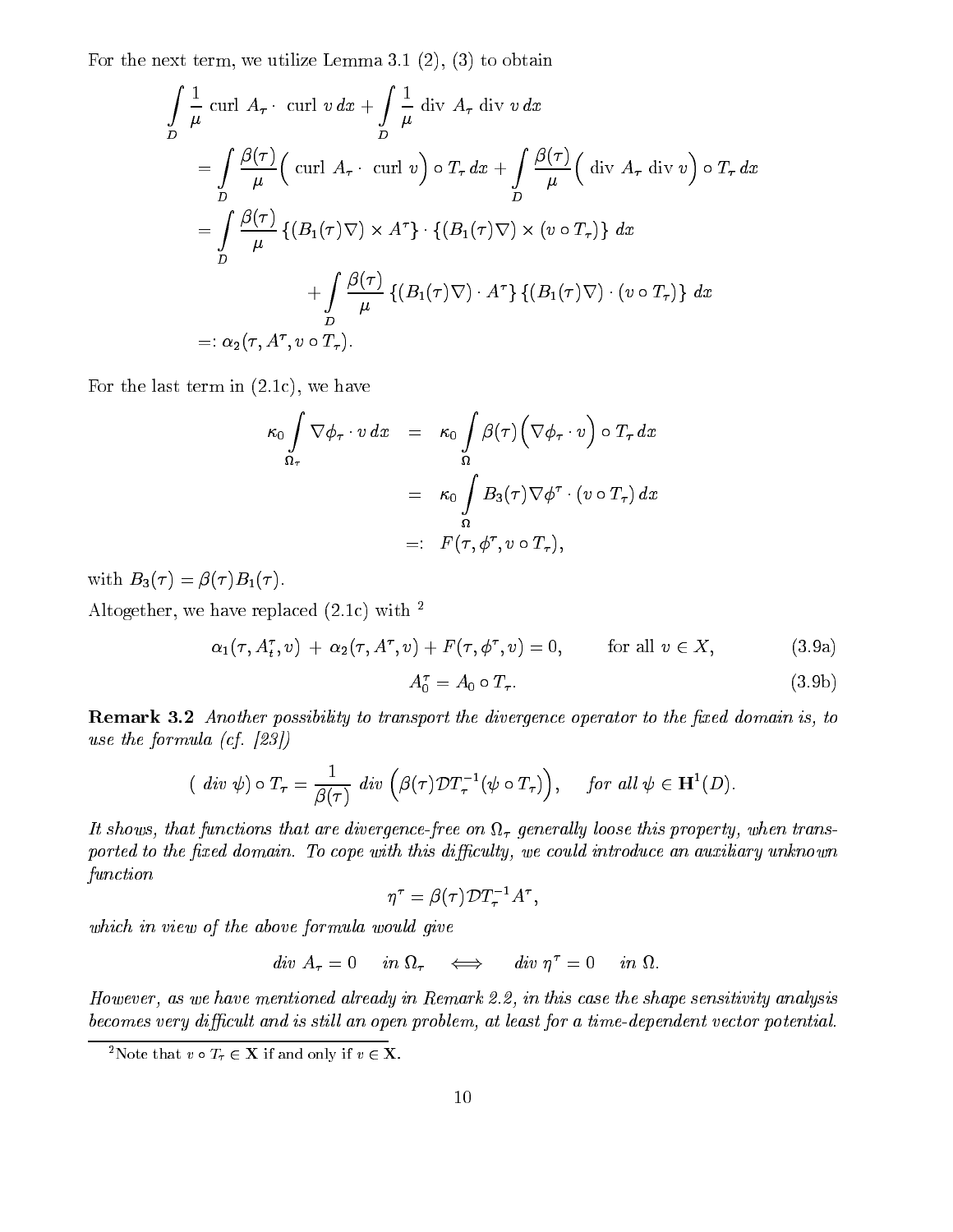For the next term, we utilize Lemma 3.1 (2), (3) to obtain

$$
\begin{aligned}
&\int_D \frac{1}{\mu} \text{ curl } A_\tau \cdot \text{ curl } v \, dx + \int_D \frac{1}{\mu} \text{ div } A_\tau \text{ div } v \, dx \\
&= \int_D \frac{\beta(\tau)}{\mu} \Big( \text{ curl } A_\tau \cdot \text{ curl } v \Big) \circ T_\tau \, dx + \int_D \frac{\beta(\tau)}{\mu} \Big( \text{ div } A_\tau \text{ div } v \Big) \circ T_\tau \, dx \\
&= \int_D \frac{\beta(\tau)}{\mu} \left\{ (B_1(\tau)\nabla) \times A^\tau \right\} \cdot \left\{ (B_1(\tau)\nabla) \times (v \circ T_\tau) \right\} \, dx \\
&\qquad + \int_D \frac{\beta(\tau)}{\mu} \left\{ (B_1(\tau)\nabla) \cdot A^\tau \right\} \left\{ (B_1(\tau)\nabla) \cdot (v \circ T_\tau) \right\} \, dx \\
&=: \alpha_2(\tau, A^\tau, v \circ T_\tau).
\end{aligned}
$$

For the last term in (2.1c), we have

$$
\begin{aligned}
\kappa_0 \int_{\Omega_\tau} \nabla \phi_\tau \cdot v \, dx &= \kappa_0 \int_\Omega \beta(\tau) \Big( \nabla \phi_\tau \cdot v \Big) \circ T_\tau \, dx \\
&= \kappa_0 \int_\Omega B_3(\tau) \nabla \phi^\tau \cdot (v \circ T_\tau) \, dx \\
&=: F(\tau, \phi^\tau, v \circ T_\tau),
\end{aligned}
$$

with $B_3(\tau) = \beta(\tau) B_1(\tau)$.

Altogether, we have replaced (2.1c) with [2]

$$
\alpha_1(\tau, A_t^\tau, v) + \alpha_2(\tau, A^\tau, v) + F(\tau, \phi^\tau, v) = 0, \qquad \text{for all } v \in X, \tag{3.9a}
$$

$$
A_0^\tau = A_0 \circ T_\tau. \tag{3.9b}
$$

**Remark 3.2** *Another possibility to transport the divergence operator to the fixed domain is, to use the formula (cf. [23])*

$$
(\text{ div } \psi) \circ T_\tau = \frac{1}{\beta(\tau)} \text{ div } \Big( \beta(\tau) \mathcal{D}T_\tau^{-1} (\psi \circ T_\tau) \Big), \qquad \text{for all } \psi \in \mathbf{H}^1(D).
$$

*It shows, that functions that are divergence-free on $\Omega_\tau$ generally loose this property, when transported to the fixed domain. To cope with this difficulty, we could introduce an auxiliary unknown function*

$$
\eta^\tau = \beta(\tau) \mathcal{D}T_\tau^{-1} A^\tau,
$$

*which in view of the above formula would give*

$$
\text{div } A_\tau = 0 \quad \text{in } \Omega_\tau \quad \Longleftrightarrow \quad \text{div } \eta^\tau = 0 \quad \text{in } \Omega.
$$

*However, as we have mentioned already in Remark 2.2, in this case the shape sensitivity analysis becomes very difficult and is still an open problem, at least for a time-dependent vector potential.*

[2] Note that $v \circ T_\tau \in \mathbf{X}$ if and only if $v \in \mathbf{X}$.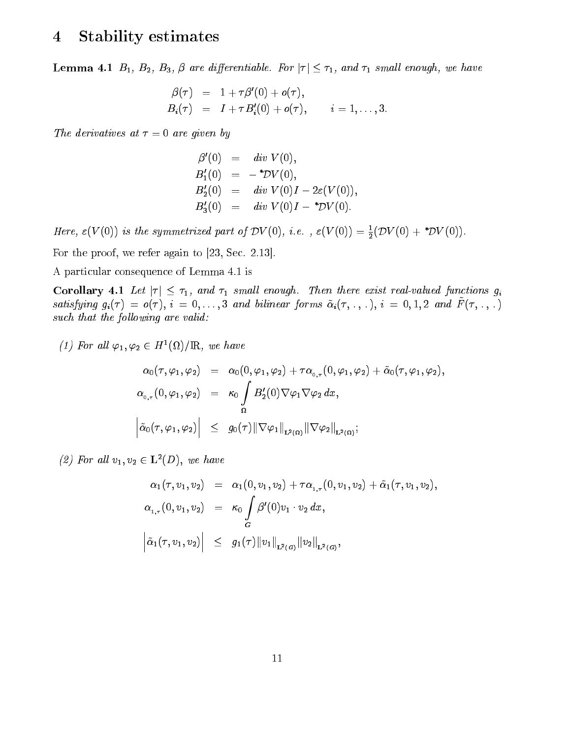# 4 Stability estimates

**Lemma 4.1** *$B_1$, $B_2$, $B_3$, $\beta$ are differentiable. For $|\tau| \leq \tau_1$, and $\tau_1$ small enough, we have*

$$
\begin{aligned}
\beta(\tau) &= 1 + \tau\beta'(0) + o(\tau), \\
B_i(\tau) &= I + \tau B_i'(0) + o(\tau), \qquad i = 1, \ldots, 3.
\end{aligned}
$$

*The derivatives at $\tau = 0$ are given by*

$$
\begin{aligned}
\beta'(0) &= \text{div}\ V(0), \\
B_1'(0) &= -\,{}^*\mathcal{D}V(0), \\
B_2'(0) &= \text{div}\ V(0) I - 2\varepsilon(V(0)), \\
B_3'(0) &= \text{div}\ V(0) I - {}^*\mathcal{D}V(0).
\end{aligned}
$$

*Here, $\varepsilon(V(0))$ is the symmetrized part of $\mathcal{D}V(0)$, i.e. , $\varepsilon(V(0)) = \frac{1}{2}(\mathcal{D}V(0) + {}^*\mathcal{D}V(0))$.*

For the proof, we refer again to [23, Sec. 2.13].

A particular consequence of Lemma 4.1 is

**Corollary 4.1** *Let $|\tau| \leq \tau_1$, and $\tau_1$ small enough. Then there exist real-valued functions $g_i$ satisfying $g_i(\tau) = o(\tau)$, $i = 0, \ldots, 3$ and bilinear forms $\tilde{\alpha}_i(\tau, . , .)$, $i = 0, 1, 2$ and $\tilde{F}(\tau, . , .)$ such that the following are valid:*

*(1) For all $\varphi_1, \varphi_2 \in H^1(\Omega)/\mathbb{R}$, we have*

$$
\begin{aligned}
\alpha_0(\tau, \varphi_1, \varphi_2) &= \alpha_0(0, \varphi_1, \varphi_2) + \tau\alpha_{0,\tau}(0, \varphi_1, \varphi_2) + \tilde{\alpha}_0(\tau, \varphi_1, \varphi_2), \\
\alpha_{0,\tau}(0, \varphi_1, \varphi_2) &= \kappa_0 \int_\Omega B_2'(0)\nabla\varphi_1\nabla\varphi_2\, dx, \\
\left|\tilde{\alpha}_0(\tau, \varphi_1, \varphi_2)\right| &\leq g_0(\tau)\|\nabla\varphi_1\|_{\mathbf{L}^2(\Omega)}\|\nabla\varphi_2\|_{\mathbf{L}^2(\Omega)};
\end{aligned}
$$

*(2) For all $v_1, v_2 \in \mathbf{L}^2(D)$, we have*

$$
\begin{aligned}
\alpha_1(\tau, v_1, v_2) &= \alpha_1(0, v_1, v_2) + \tau\alpha_{1,\tau}(0, v_1, v_2) + \tilde{\alpha}_1(\tau, v_1, v_2), \\
\alpha_{1,\tau}(0, v_1, v_2) &= \kappa_0 \int_G \beta'(0) v_1 \cdot v_2\, dx, \\
\left|\tilde{\alpha}_1(\tau, v_1, v_2)\right| &\leq g_1(\tau)\|v_1\|_{\mathbf{L}^2(G)}\|v_2\|_{\mathbf{L}^2(G)},
\end{aligned}
$$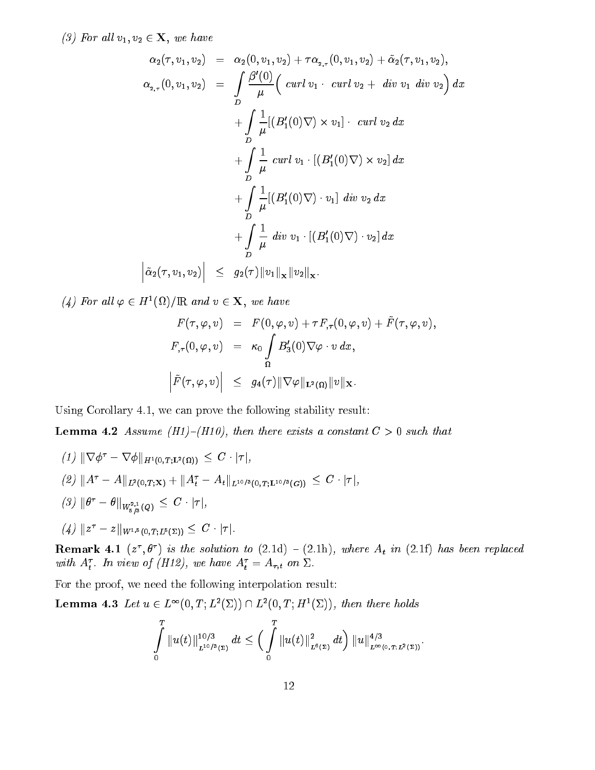*(3) For all $v_1, v_2 \in \mathbf{X}$, we have*

$$
\begin{aligned}
\alpha_2(\tau, v_1, v_2) &= \alpha_2(0, v_1, v_2) + \tau \alpha_{2,\tau}(0, v_1, v_2) + \tilde{\alpha}_2(\tau, v_1, v_2), \\
\alpha_{2,\tau}(0, v_1, v_2) &= \int\limits_D \frac{\beta'(0)}{\mu} \Big( \text{ curl } v_1 \cdot \text{ curl } v_2 + \text{ div } v_1 \text{ div } v_2 \Big) \, dx \\
&\quad + \int\limits_D \frac{1}{\mu} [(B_1'(0)\nabla) \times v_1] \cdot \text{ curl } v_2 \, dx \\
&\quad + \int\limits_D \frac{1}{\mu} \text{ curl } v_1 \cdot [(B_1'(0)\nabla) \times v_2] \, dx \\
&\quad + \int\limits_D \frac{1}{\mu} [(B_1'(0)\nabla) \cdot v_1] \text{ div } v_2 \, dx \\
&\quad + \int\limits_D \frac{1}{\mu} \text{ div } v_1 \cdot [(B_1'(0)\nabla) \cdot v_2] \, dx \\
\Big| \tilde{\alpha}_2(\tau, v_1, v_2) \Big| &\leq g_2(\tau) \|v_1\|_{\mathbf{X}} \|v_2\|_{\mathbf{X}}.
\end{aligned}
$$

*(4) For all $\varphi \in H^1(\Omega)/\mathbb{R}$ and $v \in \mathbf{X}$, we have*

$$
\begin{aligned}
F(\tau, \varphi, v) &= F(0, \varphi, v) + \tau F_{,\tau}(0, \varphi, v) + \tilde{F}(\tau, \varphi, v), \\
F_{,\tau}(0, \varphi, v) &= \kappa_0 \int\limits_\Omega B_3'(0) \nabla \varphi \cdot v \, dx, \\
\Big| \tilde{F}(\tau, \varphi, v) \Big| &\leq g_4(\tau) \|\nabla \varphi\|_{\mathbf{L}^2(\Omega)} \|v\|_{\mathbf{X}}.
\end{aligned}
$$

Using Corollary 4.1, we can prove the following stability result:

**Lemma 4.2** *Assume (H1)–(H10), then there exists a constant $C > 0$ such that*

*(1) $\|\nabla \phi^\tau - \nabla \phi\|_{H^1(0,T;\mathbf{L}^2(\Omega))} \leq C \cdot |\tau|$,*

*(2) $\|A^\tau - A\|_{L^2(0,T;\mathbf{X})} + \|A_t^\tau - A_t\|_{L^{10/3}(0,T;\mathbf{L}^{10/3}(G))} \leq C \cdot |\tau|$,*

*(3) $\|\theta^\tau - \theta\|_{W^{2,1}_{5/3}(Q)} \leq C \cdot |\tau|$,*

*(4) $\|z^\tau - z\|_{W^{1,5}(0,T;L^5(\Sigma))} \leq C \cdot |\tau|$.*

**Remark 4.1** *$(z^\tau, \theta^\tau)$ is the solution to (2.1d) – (2.1h), where $A_t$ in (2.1f) has been replaced with $A_t^\tau$. In view of (H12), we have $A_t^\tau = A_{\tau,t}$ on $\Sigma$.*

For the proof, we need the following interpolation result:

**Lemma 4.3** *Let $u \in L^\infty(0,T;L^2(\Sigma)) \cap L^2(0,T;H^1(\Sigma))$, then there holds*

$$
\int\limits_0^T \|u(t)\|^{10/3}_{L^{10/3}(\Sigma)} \, dt \leq \Big( \int\limits_0^T \|u(t)\|^2_{L^6(\Sigma)} \, dt \Big) \, \|u\|^{4/3}_{L^\infty(0,T;L^2(\Sigma))}.
$$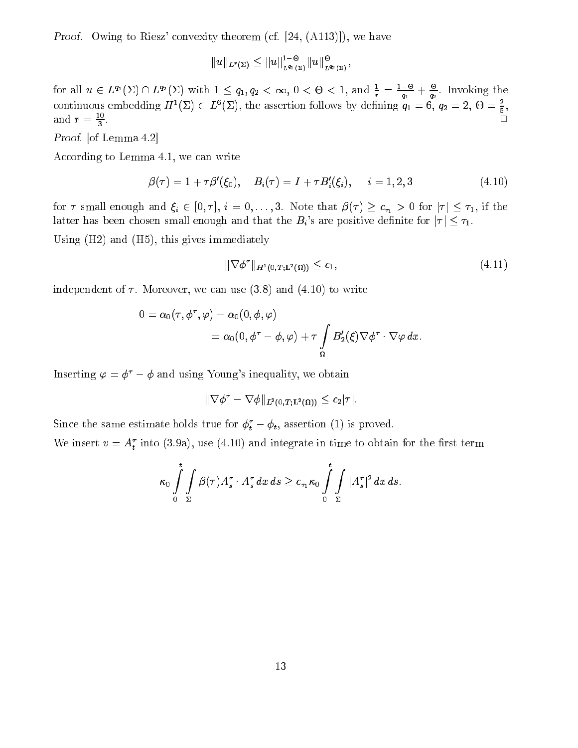*Proof.* Owing to Riesz' convexity theorem (cf. [24, (A113)]), we have

$$\|u\|_{L^r(\Sigma)} \leq \|u\|_{L^{q_1}(\Sigma)}^{1-\Theta} \|u\|_{L^{q_2}(\Sigma)}^{\Theta},$$

for all $u \in L^{q_1}(\Sigma) \cap L^{q_2}(\Sigma)$ with $1 \leq q_1, q_2 < \infty$, $0 < \Theta < 1$, and $\frac{1}{r} = \frac{1-\Theta}{q_1} + \frac{\Theta}{q_2}$. Invoking the continuous embedding $H^1(\Sigma) \subset L^6(\Sigma)$, the assertion follows by defining $q_1 = 6$, $q_2 = 2$, $\Theta = \frac{2}{5}$, and $r = \frac{10}{3}$. $\square$

*Proof.* [of Lemma 4.2]

According to Lemma 4.1, we can write

$$\beta(\tau) = 1 + \tau\beta'(\xi_0), \quad B_i(\tau) = I + \tau B_i'(\xi_i), \quad i = 1, 2, 3 \tag{4.10}$$

for $\tau$ small enough and $\xi_i \in [0, \tau]$, $i = 0, \ldots, 3$. Note that $\beta(\tau) \geq c_{\tau_1} > 0$ for $|\tau| \leq \tau_1$, if the latter has been chosen small enough and that the $B_i$'s are positive definite for $|\tau| \leq \tau_1$.

Using (H2) and (H5), this gives immediately

$$\|\nabla\phi^\tau\|_{H^1(0,T;\mathbf{L}^2(\Omega))} \leq c_1, \tag{4.11}$$

independent of $\tau$. Moreover, we can use (3.8) and (4.10) to write

$$\begin{aligned} 0 &= \alpha_0(\tau, \phi^\tau, \varphi) - \alpha_0(0, \phi, \varphi) \\ &= \alpha_0(0, \phi^\tau - \phi, \varphi) + \tau \int\limits_\Omega B_2'(\xi)\nabla\phi^\tau \cdot \nabla\varphi \, dx. \end{aligned}$$

Inserting $\varphi = \phi^\tau - \phi$ and using Young's inequality, we obtain

$$\|\nabla\phi^\tau - \nabla\phi\|_{L^2(0,T;\mathbf{L}^2(\Omega))} \leq c_2|\tau|.$$

Since the same estimate holds true for $\phi_t^\tau - \phi_t$, assertion (1) is proved.

We insert $v = A_t^\tau$ into (3.9a), use (4.10) and integrate in time to obtain for the first term

$$\kappa_0 \int\limits_0^t \int\limits_\Sigma \beta(\tau) A_s^\tau \cdot A_s^\tau \, dx \, ds \geq c_{\tau_1} \kappa_0 \int\limits_0^t \int\limits_\Sigma |A_s^\tau|^2 \, dx \, ds.$$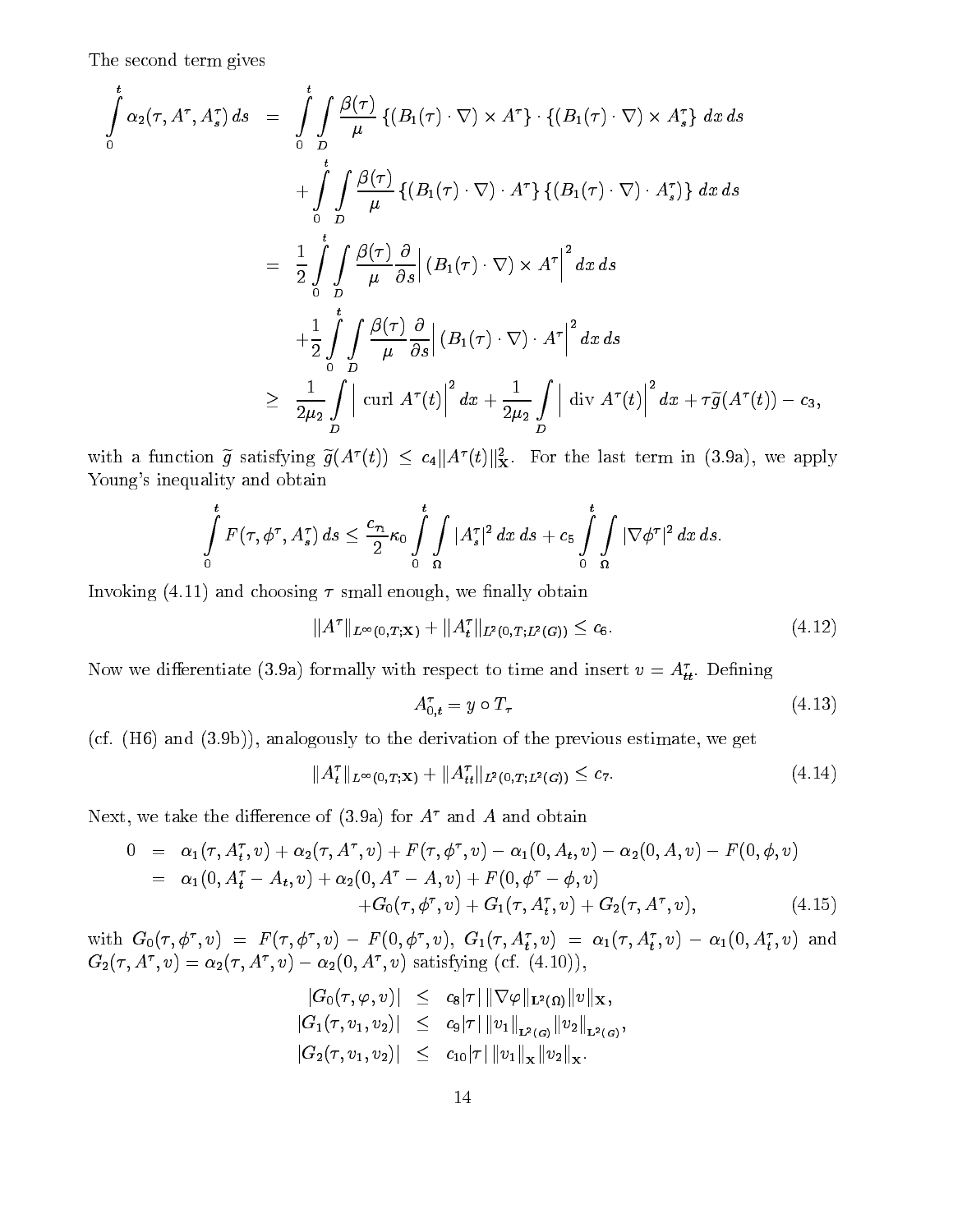The second term gives

$$
\begin{aligned}
\int_0^t \alpha_2(\tau, A^\tau, A^\tau_s)\, ds &= \int_0^t \int_D \frac{\beta(\tau)}{\mu} \left\{ (B_1(\tau)\cdot\nabla)\times A^\tau \right\} \cdot \left\{ (B_1(\tau)\cdot\nabla)\times A^\tau_s \right\} dx\, ds \\
&\quad + \int_0^t \int_D \frac{\beta(\tau)}{\mu} \left\{ (B_1(\tau)\cdot\nabla)\cdot A^\tau \right\} \left\{ (B_1(\tau)\cdot\nabla)\cdot A^\tau_s) \right\} dx\, ds \\
&= \frac{1}{2}\int_0^t \int_D \frac{\beta(\tau)}{\mu} \frac{\partial}{\partial s} \Big| (B_1(\tau)\cdot\nabla)\times A^\tau \Big|^2 dx\, ds \\
&\quad + \frac{1}{2}\int_0^t \int_D \frac{\beta(\tau)}{\mu} \frac{\partial}{\partial s} \Big| (B_1(\tau)\cdot\nabla)\cdot A^\tau \Big|^2 dx\, ds \\
&\geq \frac{1}{2\mu_2}\int_D \Big| \operatorname{curl} A^\tau(t)\Big|^2 dx + \frac{1}{2\mu_2}\int_D \Big| \operatorname{div} A^\tau(t)\Big|^2 dx + \tau \widetilde{g}(A^\tau(t)) - c_3,
\end{aligned}
$$

with a function $\widetilde{g}$ satisfying $\widetilde{g}(A^\tau(t)) \leq c_4 \|A^\tau(t)\|^2_{\mathbf{X}}$. For the last term in (3.9a), we apply Young's inequality and obtain

$$
\int_0^t F(\tau, \phi^\tau, A^\tau_s)\, ds \leq \frac{c_{T_1}}{2}\kappa_0 \int_0^t \int_\Omega |A^\tau_s|^2\, dx\, ds + c_5 \int_0^t \int_\Omega |\nabla \phi^\tau|^2\, dx\, ds.
$$

Invoking (4.11) and choosing $\tau$ small enough, we finally obtain

$$
\|A^\tau\|_{L^\infty(0,T;\mathbf{X})} + \|A^\tau_t\|_{L^2(0,T;L^2(G))} \leq c_6. \tag{4.12}
$$

Now we differentiate (3.9a) formally with respect to time and insert $v = A^\tau_{tt}$. Defining

$$
A^\tau_{0,t} = y \circ T_\tau \tag{4.13}
$$

(cf. (H6) and (3.9b)), analogously to the derivation of the previous estimate, we get

$$
\|A^\tau_t\|_{L^\infty(0,T;\mathbf{X})} + \|A^\tau_{tt}\|_{L^2(0,T;L^2(G))} \leq c_7. \tag{4.14}
$$

Next, we take the difference of (3.9a) for $A^\tau$ and $A$ and obtain

$$
\begin{aligned}
0 &= \alpha_1(\tau, A^\tau_t, v) + \alpha_2(\tau, A^\tau, v) + F(\tau, \phi^\tau, v) - \alpha_1(0, A_t, v) - \alpha_2(0, A, v) - F(0, \phi, v) \\
&= \alpha_1(0, A^\tau_t - A_t, v) + \alpha_2(0, A^\tau - A, v) + F(0, \phi^\tau - \phi, v) \\
&\qquad + G_0(\tau, \phi^\tau, v) + G_1(\tau, A^\tau_t, v) + G_2(\tau, A^\tau, v),
\end{aligned} \tag{4.15}
$$

with $G_0(\tau, \phi^\tau, v) = F(\tau, \phi^\tau, v) - F(0, \phi^\tau, v)$, $G_1(\tau, A^\tau_t, v) = \alpha_1(\tau, A^\tau_t, v) - \alpha_1(0, A^\tau_t, v)$ and $G_2(\tau, A^\tau, v) = \alpha_2(\tau, A^\tau, v) - \alpha_2(0, A^\tau, v)$ satisfying (cf. (4.10)),

$$
\begin{aligned}
|G_0(\tau, \varphi, v)| &\leq c_8 |\tau|\, \|\nabla\varphi\|_{\mathbf{L}^2(\Omega)} \|v\|_{\mathbf{X}}, \\
|G_1(\tau, v_1, v_2)| &\leq c_9 |\tau|\, \|v_1\|_{\mathbf{L}^2(G)} \|v_2\|_{\mathbf{L}^2(G)}, \\
|G_2(\tau, v_1, v_2)| &\leq c_{10} |\tau|\, \|v_1\|_{\mathbf{X}} \|v_2\|_{\mathbf{X}}.
\end{aligned}
$$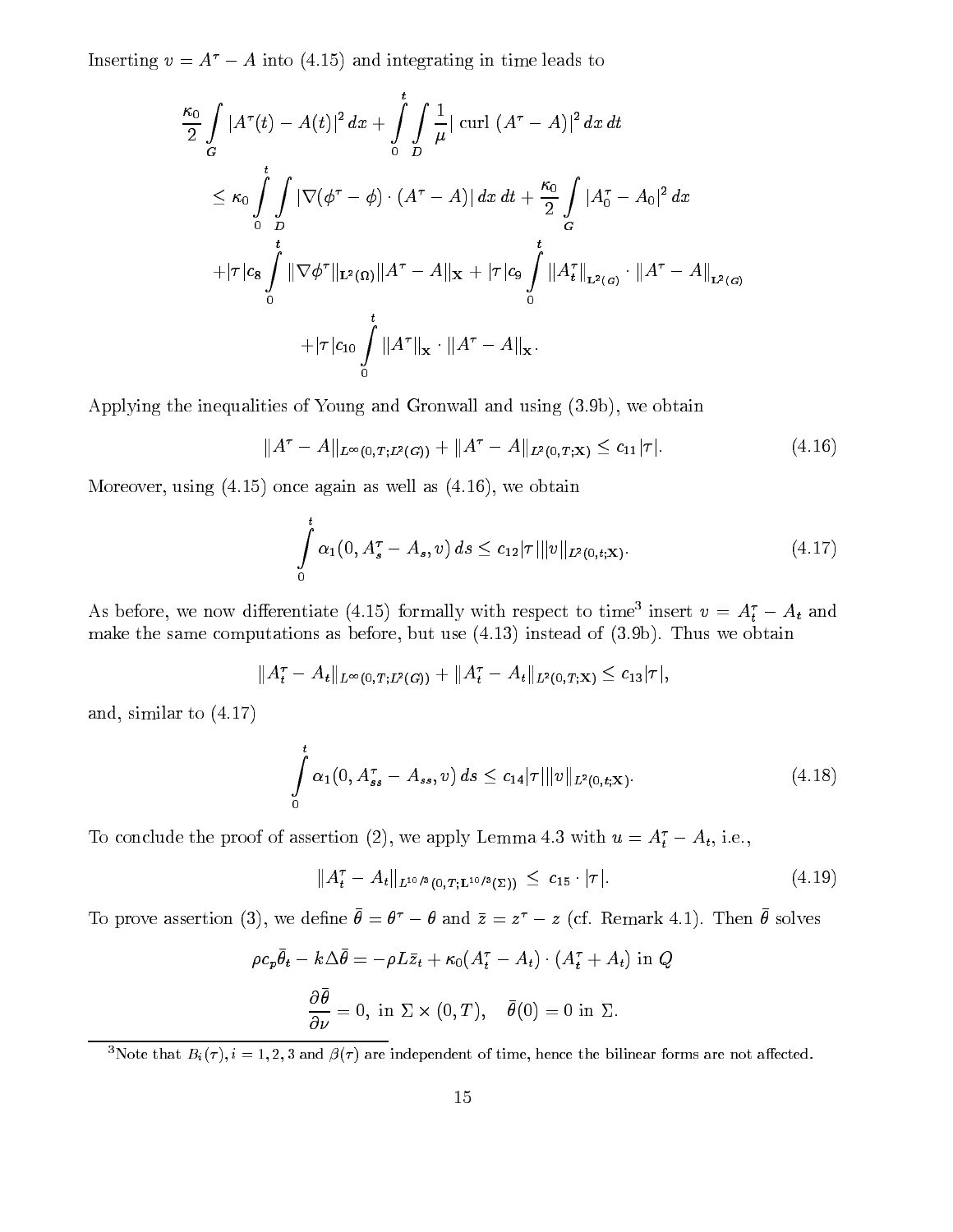Inserting $v = A^\tau - A$ into (4.15) and integrating in time leads to

$$
\begin{aligned}
&\frac{\kappa_0}{2}\int_G |A^\tau(t) - A(t)|^2\,dx + \int_0^t \int_D \frac{1}{\mu} |\operatorname{curl}\,(A^\tau - A)|^2\,dx\,dt \\
&\quad \le \kappa_0 \int_0^t \int_D |\nabla(\phi^\tau - \phi)\cdot(A^\tau - A)|\,dx\,dt + \frac{\kappa_0}{2}\int_G |A_0^\tau - A_0|^2\,dx \\
&\quad + |\tau| c_8 \int_0^t \|\nabla\phi^\tau\|_{\mathbf{L}^2(\Omega)} \|A^\tau - A\|_{\mathbf{X}} + |\tau| c_9 \int_0^t \|A_t^\tau\|_{\mathbf{L}^2(G)} \cdot \|A^\tau - A\|_{\mathbf{L}^2(G)} \\
&\qquad + |\tau| c_{10} \int_0^t \|A^\tau\|_{\mathbf{X}} \cdot \|A^\tau - A\|_{\mathbf{X}}.
\end{aligned}
$$

Applying the inequalities of Young and Gronwall and using (3.9b), we obtain

$$
\|A^\tau - A\|_{L^\infty(0,T;L^2(G))} + \|A^\tau - A\|_{L^2(0,T;\mathbf{X})} \le c_{11}|\tau|. \tag{4.16}
$$

Moreover, using (4.15) once again as well as (4.16), we obtain

$$
\int_0^t \alpha_1(0, A_s^\tau - A_s, v)\,ds \le c_{12}|\tau| \|v\|_{L^2(0,t;\mathbf{X})}. \tag{4.17}
$$

As before, we now differentiate (4.15) formally with respect to time[3] insert $v = A_t^\tau - A_t$ and make the same computations as before, but use (4.13) instead of (3.9b). Thus we obtain

$$
\|A_t^\tau - A_t\|_{L^\infty(0,T;L^2(G))} + \|A_t^\tau - A_t\|_{L^2(0,T;\mathbf{X})} \le c_{13}|\tau|,
$$

and, similar to (4.17)

$$
\int_0^t \alpha_1(0, A_{ss}^\tau - A_{ss}, v)\,ds \le c_{14}|\tau| \|v\|_{L^2(0,t;\mathbf{X})}. \tag{4.18}
$$

To conclude the proof of assertion (2), we apply Lemma 4.3 with $u = A_t^\tau - A_t$, i.e.,

$$
\|A_t^\tau - A_t\|_{L^{10/3}(0,T;\mathbf{L}^{10/3}(\Sigma))} \le c_{15}\cdot|\tau|. \tag{4.19}
$$

To prove assertion (3), we define $\bar\theta = \theta^\tau - \theta$ and $\bar z = z^\tau - z$ (cf. Remark 4.1). Then $\bar\theta$ solves

$$
\rho c_p \bar\theta_t - k\Delta\bar\theta = -\rho L \bar z_t + \kappa_0 (A_t^\tau - A_t)\cdot(A_t^\tau + A_t) \text{ in } Q
$$

$$
\frac{\partial\bar\theta}{\partial\nu} = 0, \text{ in } \Sigma\times(0,T), \quad \bar\theta(0) = 0 \text{ in } \Sigma.
$$

[3] Note that $B_i(\tau), i = 1,2,3$ and $\beta(\tau)$ are independent of time, hence the bilinear forms are not affected.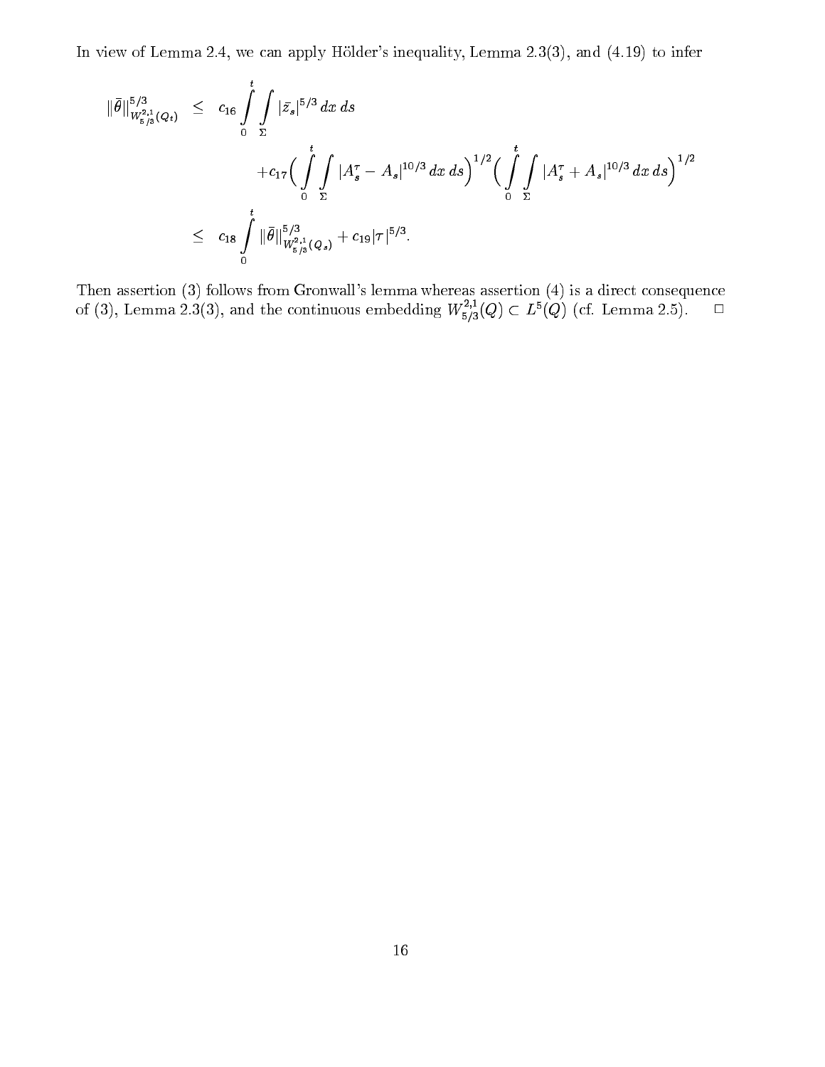In view of Lemma 2.4, we can apply Hölder's inequality, Lemma 2.3(3), and (4.19) to infer

$$
\begin{aligned}
\|\bar{\theta}\|^{5/3}_{W^{2,1}_{5/3}(Q_t)} &\leq c_{16} \int_0^t \int_\Sigma |\bar{z}_s|^{5/3}\, dx\, ds \\
&\qquad + c_{17} \Big( \int_0^t \int_\Sigma |A^\tau_s - A_s|^{10/3}\, dx\, ds \Big)^{1/2} \Big( \int_0^t \int_\Sigma |A^\tau_s + A_s|^{10/3}\, dx\, ds \Big)^{1/2} \\
&\leq c_{18} \int_0^t \|\bar{\theta}\|^{5/3}_{W^{2,1}_{5/3}(Q_s)} + c_{19} |\tau|^{5/3}.
\end{aligned}
$$

Then assertion (3) follows from Gronwall's lemma whereas assertion (4) is a direct consequence of (3), Lemma 2.3(3), and the continuous embedding $W^{2,1}_{5/3}(Q) \subset L^5(Q)$ (cf. Lemma 2.5). □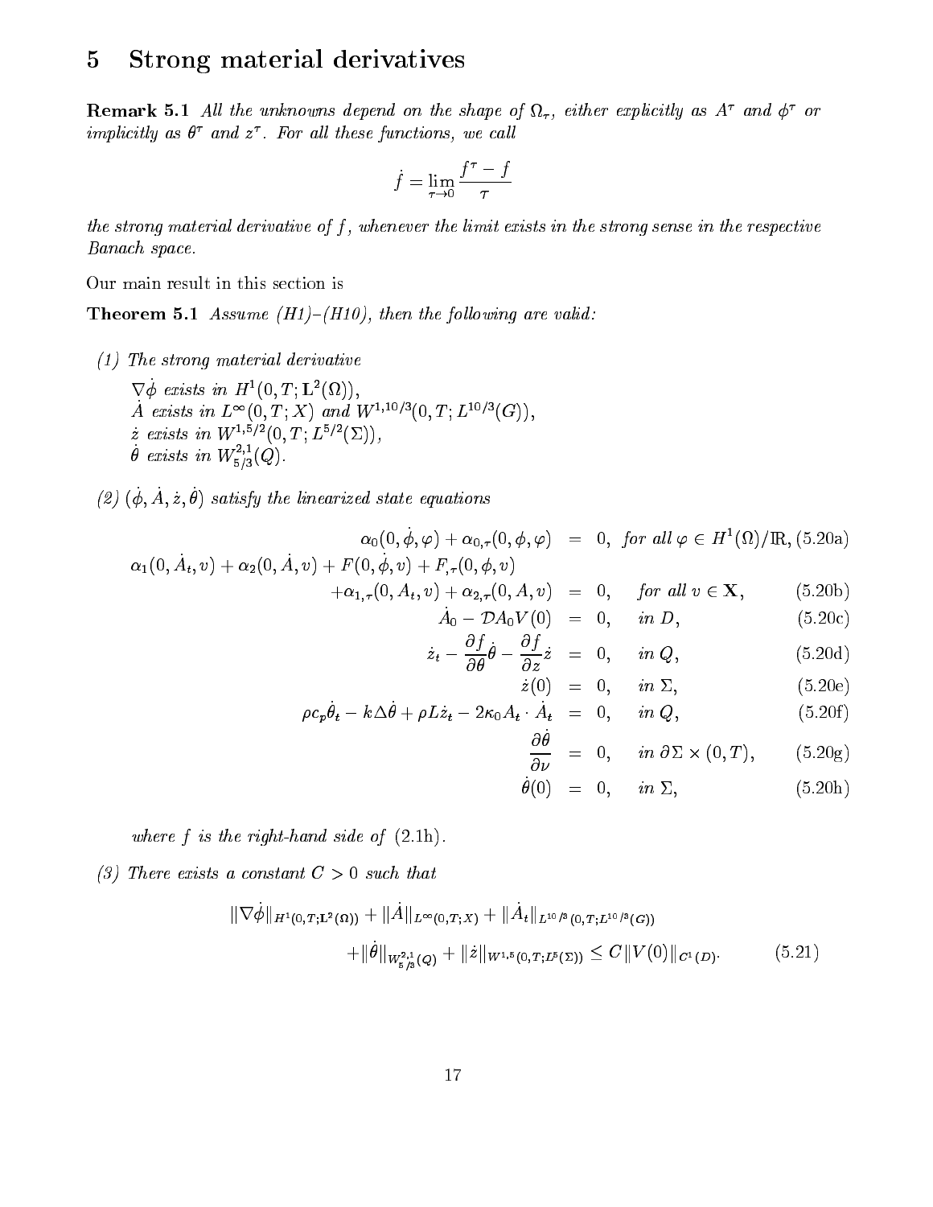# 5 Strong material derivatives

**Remark 5.1** *All the unknowns depend on the shape of $\Omega_\tau$, either explicitly as $A^\tau$ and $\phi^\tau$ or implicitly as $\theta^\tau$ and $z^\tau$. For all these functions, we call*

$$\dot{f} = \lim_{\tau \to 0} \frac{f^\tau - f}{\tau}$$

*the strong material derivative of $f$, whenever the limit exists in the strong sense in the respective Banach space.*

Our main result in this section is

**Theorem 5.1** *Assume (H1)–(H10), then the following are valid:*

*(1) The strong material derivative*

*$\nabla\dot{\phi}$ exists in $H^1(0,T;\mathbf{L}^2(\Omega))$,*
*$\dot{A}$ exists in $L^\infty(0,T;X)$ and $W^{1,10/3}(0,T;L^{10/3}(G))$,*
*$\dot{z}$ exists in $W^{1,5/2}(0,T;L^{5/2}(\Sigma))$,*
*$\dot{\theta}$ exists in $W^{2,1}_{5/3}(Q)$.*

*(2) $(\dot{\phi}, \dot{A}, \dot{z}, \dot{\theta})$ satisfy the linearized state equations*

$$\alpha_0(0,\dot{\phi},\varphi) + \alpha_{0,\tau}(0,\phi,\varphi) = 0, \quad \text{for all } \varphi \in H^1(\Omega)/\mathbb{R}, \tag{5.20a}$$

$$\alpha_1(0,\dot{A}_t,v) + \alpha_2(0,\dot{A},v) + F(0,\dot{\phi},v) + F_{,\tau}(0,\phi,v) + \alpha_{1,\tau}(0,A_t,v) + \alpha_{2,\tau}(0,A,v) = 0, \quad \text{for all } v \in \mathbf{X}, \tag{5.20b}$$

$$\dot{A}_0 - \mathcal{D}A_0V(0) = 0, \quad \text{in } D, \tag{5.20c}$$

$$\dot{z}_t - \frac{\partial f}{\partial \theta}\dot{\theta} - \frac{\partial f}{\partial z}\dot{z} = 0, \quad \text{in } Q, \tag{5.20d}$$

$$\dot{z}(0) = 0, \quad \text{in } \Sigma, \tag{5.20e}$$

$$\rho c_p \dot{\theta}_t - k\Delta\dot{\theta} + \rho L \dot{z}_t - 2\kappa_0 A_t \cdot \dot{A}_t = 0, \quad \text{in } Q, \tag{5.20f}$$

$$\frac{\partial \dot{\theta}}{\partial \nu} = 0, \quad \text{in } \partial\Sigma \times (0,T), \tag{5.20g}$$

$$\dot{\theta}(0) = 0, \quad \text{in } \Sigma, \tag{5.20h}$$

*where $f$ is the right-hand side of (2.1h).*

*(3) There exists a constant $C > 0$ such that*

$$\|\nabla\dot{\phi}\|_{H^1(0,T;\mathbf{L}^2(\Omega))} + \|\dot{A}\|_{L^\infty(0,T;X)} + \|\dot{A}_t\|_{L^{10/3}(0,T;L^{10/3}(G))} + \|\dot{\theta}\|_{W^{2,1}_{5/3}(Q)} + \|\dot{z}\|_{W^{1,5}(0,T;L^5(\Sigma))} \le C\|V(0)\|_{C^1(D)}. \tag{5.21}$$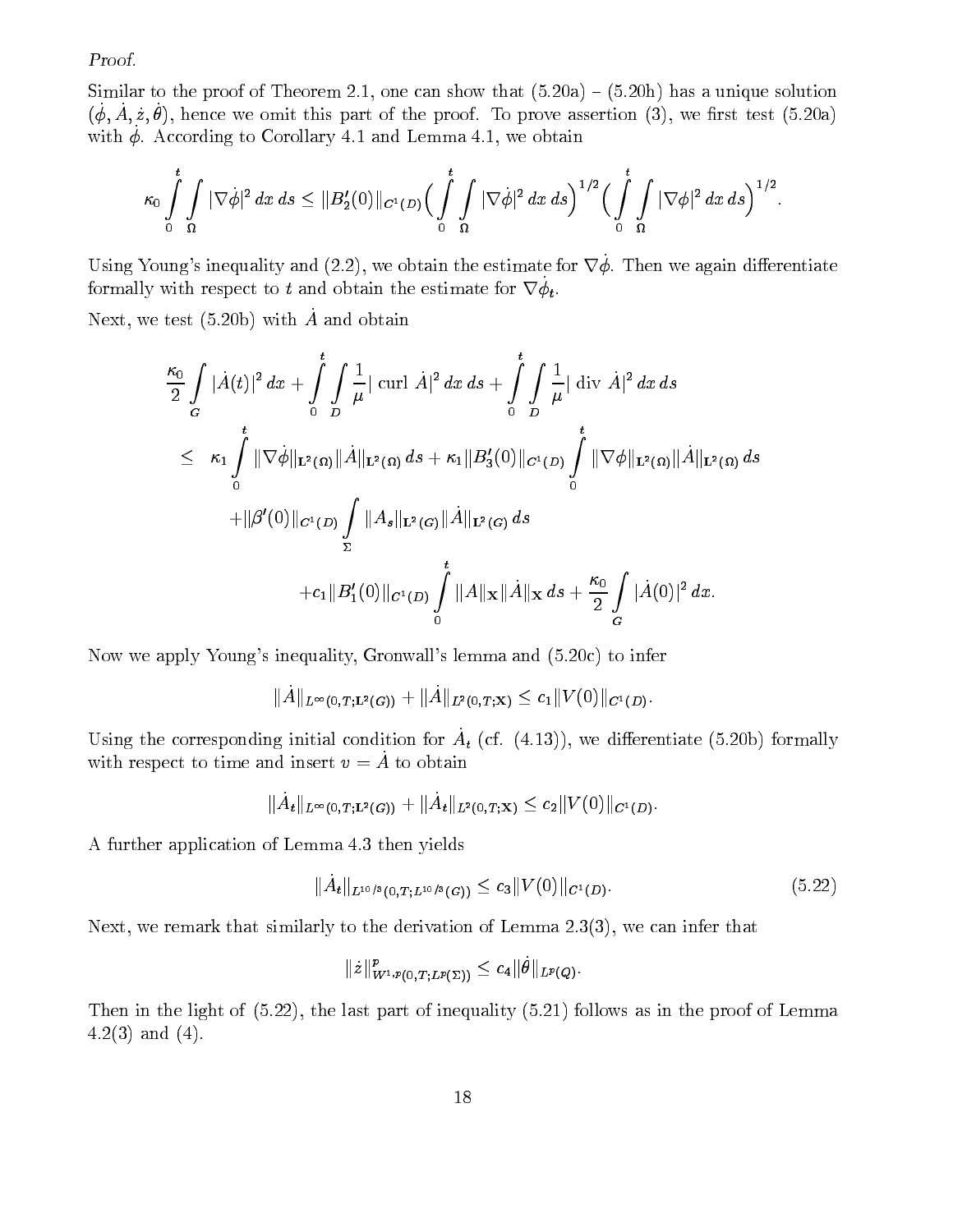*Proof.*

Similar to the proof of Theorem 2.1, one can show that (5.20a) – (5.20h) has a unique solution $(\dot{\phi}, \dot{A}, \dot{z}, \dot{\theta})$, hence we omit this part of the proof. To prove assertion (3), we first test (5.20a) with $\dot{\phi}$. According to Corollary 4.1 and Lemma 4.1, we obtain

$$\kappa_0 \int_0^t \int_\Omega |\nabla \dot{\phi}|^2 \, dx \, ds \leq \|B_2'(0)\|_{C^1(D)} \Big( \int_0^t \int_\Omega |\nabla \dot{\phi}|^2 \, dx \, ds \Big)^{1/2} \Big( \int_0^t \int_\Omega |\nabla \phi|^2 \, dx \, ds \Big)^{1/2}.$$

Using Young's inequality and (2.2), we obtain the estimate for $\nabla \dot{\phi}$. Then we again differentiate formally with respect to $t$ and obtain the estimate for $\nabla \dot{\phi}_t$.

Next, we test (5.20b) with $\dot{A}$ and obtain

$$\begin{aligned}
&\frac{\kappa_0}{2} \int_G |\dot{A}(t)|^2 \, dx + \int_0^t \int_D \frac{1}{\mu} |\operatorname{curl} \dot{A}|^2 \, dx \, ds + \int_0^t \int_D \frac{1}{\mu} |\operatorname{div} \dot{A}|^2 \, dx \, ds \\
&\leq \kappa_1 \int_0^t \|\nabla \dot{\phi}\|_{\mathbf{L}^2(\Omega)} \|\dot{A}\|_{\mathbf{L}^2(\Omega)} \, ds + \kappa_1 \|B_3'(0)\|_{C^1(D)} \int_0^t \|\nabla \phi\|_{\mathbf{L}^2(\Omega)} \|\dot{A}\|_{\mathbf{L}^2(\Omega)} \, ds \\
&\quad + \|\beta'(0)\|_{C^1(D)} \int_\Sigma \|A_s\|_{\mathbf{L}^2(G)} \|\dot{A}\|_{\mathbf{L}^2(G)} \, ds \\
&\quad\quad + c_1 \|B_1'(0)\|_{C^1(D)} \int_0^t \|A\|_{\mathbf{X}} \|\dot{A}\|_{\mathbf{X}} \, ds + \frac{\kappa_0}{2} \int_G |\dot{A}(0)|^2 \, dx.
\end{aligned}$$

Now we apply Young's inequality, Gronwall's lemma and (5.20c) to infer

$$\|\dot{A}\|_{L^\infty(0,T;\mathbf{L}^2(G))} + \|\dot{A}\|_{L^2(0,T;\mathbf{X})} \leq c_1 \|V(0)\|_{C^1(D)}.$$

Using the corresponding initial condition for $\dot{A}_t$ (cf. (4.13)), we differentiate (5.20b) formally with respect to time and insert $v = \dot{A}$ to obtain

$$\|\dot{A}_t\|_{L^\infty(0,T;\mathbf{L}^2(G))} + \|\dot{A}_t\|_{L^2(0,T;\mathbf{X})} \leq c_2 \|V(0)\|_{C^1(D)}.$$

A further application of Lemma 4.3 then yields

$$\|\dot{A}_t\|_{L^{10/3}(0,T;L^{10/3}(G))} \leq c_3 \|V(0)\|_{C^1(D)}. \tag{5.22}$$

Next, we remark that similarly to the derivation of Lemma 2.3(3), we can infer that

$$\|\dot{z}\|^p_{W^{1,p}(0,T;L^p(\Sigma))} \leq c_4 \|\dot{\theta}\|_{L^p(Q)}.$$

Then in the light of (5.22), the last part of inequality (5.21) follows as in the proof of Lemma 4.2(3) and (4).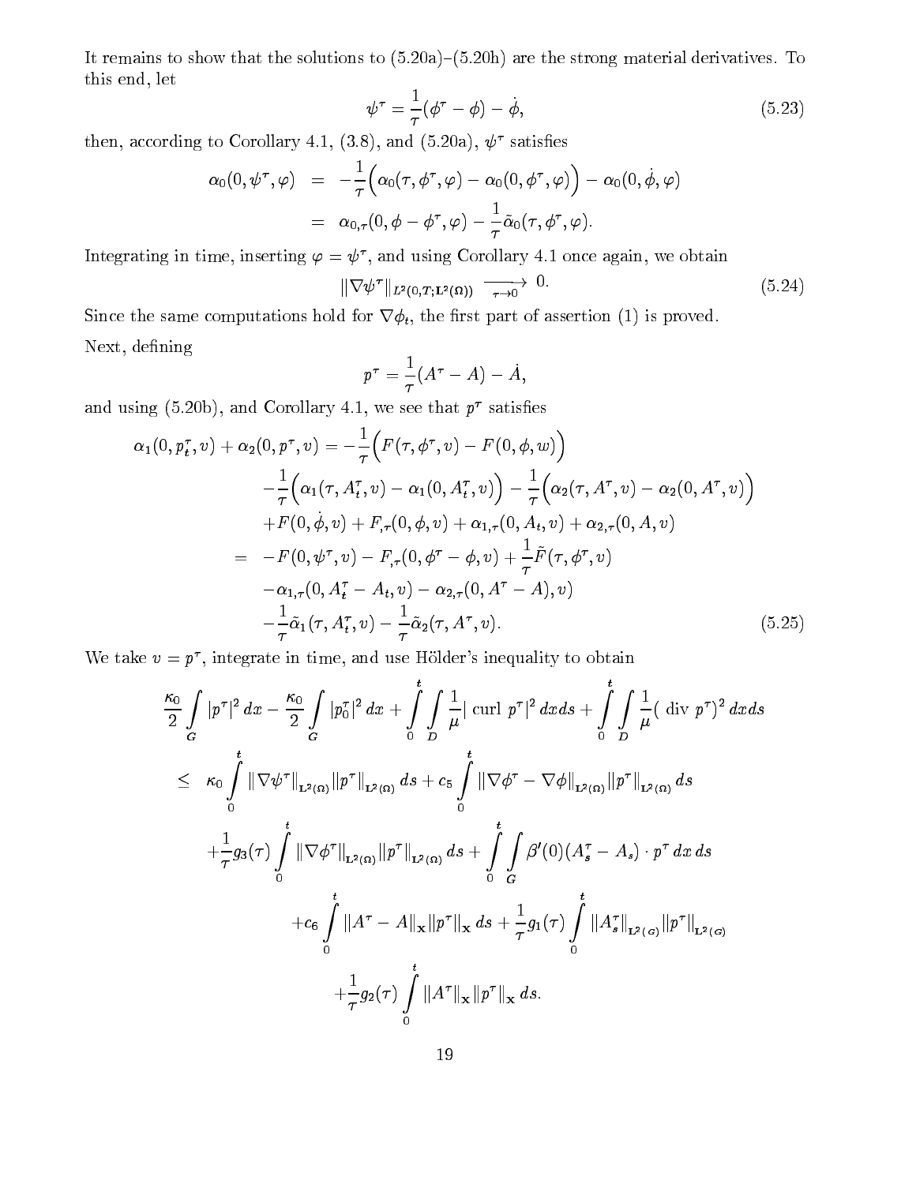It remains to show that the solutions to (5.20a)–(5.20h) are the strong material derivatives. To this end, let

$$\psi^\tau = \frac{1}{\tau}(\phi^\tau - \phi) - \dot{\phi}, \tag{5.23}$$

then, according to Corollary 4.1, (3.8), and (5.20a), $\psi^\tau$ satisfies

$$\begin{aligned} \alpha_0(0, \psi^\tau, \varphi) &= -\frac{1}{\tau}\Big(\alpha_0(\tau, \phi^\tau, \varphi) - \alpha_0(0, \phi^\tau, \varphi)\Big) - \alpha_0(0, \dot{\phi}, \varphi) \\ &= \alpha_{0,\tau}(0, \phi - \phi^\tau, \varphi) - \frac{1}{\tau}\tilde{\alpha}_0(\tau, \phi^\tau, \varphi). \end{aligned}$$

Integrating in time, inserting $\varphi = \psi^\tau$, and using Corollary 4.1 once again, we obtain

$$\|\nabla \psi^\tau\|_{L^2(0,T;\mathbf{L}^2(\Omega))} \underset{\tau \to 0}{\longrightarrow} 0. \tag{5.24}$$

Since the same computations hold for $\nabla \phi_t$, the first part of assertion (1) is proved.

Next, defining

$$p^\tau = \frac{1}{\tau}(A^\tau - A) - \dot{A},$$

and using (5.20b), and Corollary 4.1, we see that $p^\tau$ satisfies

$$\begin{aligned} \alpha_1(0, p_t^\tau, v) + \alpha_2(0, p^\tau, v) &= -\frac{1}{\tau}\Big(F(\tau, \phi^\tau, v) - F(0, \phi, w)\Big) \\ &\quad - \frac{1}{\tau}\Big(\alpha_1(\tau, A_t^\tau, v) - \alpha_1(0, A_t^\tau, v)\Big) - \frac{1}{\tau}\Big(\alpha_2(\tau, A^\tau, v) - \alpha_2(0, A^\tau, v)\Big) \\ &\quad + F(0, \dot{\phi}, v) + F_{,\tau}(0, \phi, v) + \alpha_{1,\tau}(0, A_t, v) + \alpha_{2,\tau}(0, A, v) \\ &= -F(0, \psi^\tau, v) - F_{,\tau}(0, \phi^\tau - \phi, v) + \frac{1}{\tau}\tilde{F}(\tau, \phi^\tau, v) \\ &\quad - \alpha_{1,\tau}(0, A_t^\tau - A_t, v) - \alpha_{2,\tau}(0, A^\tau - A), v) \\ &\quad - \frac{1}{\tau}\tilde{\alpha}_1(\tau, A_t^\tau, v) - \frac{1}{\tau}\tilde{\alpha}_2(\tau, A^\tau, v). \end{aligned} \tag{5.25}$$

We take $v = p^\tau$, integrate in time, and use Hölder's inequality to obtain

$$\begin{aligned} &\frac{\kappa_0}{2}\int_G |p^\tau|^2\,dx - \frac{\kappa_0}{2}\int_G |p_0^\tau|^2\,dx + \int_0^t \int_D \frac{1}{\mu}|\operatorname{curl} p^\tau|^2\,dx ds + \int_0^t \int_D \frac{1}{\mu}(\operatorname{div} p^\tau)^2\,dx ds \\ &\leq \kappa_0 \int_0^t \|\nabla \psi^\tau\|_{\mathbf{L}^2(\Omega)} \|p^\tau\|_{\mathbf{L}^2(\Omega)}\,ds + c_5 \int_0^t \|\nabla \phi^\tau - \nabla \phi\|_{\mathbf{L}^2(\Omega)} \|p^\tau\|_{\mathbf{L}^2(\Omega)}\,ds \\ &\quad + \frac{1}{\tau} g_3(\tau) \int_0^t \|\nabla \phi^\tau\|_{\mathbf{L}^2(\Omega)} \|p^\tau\|_{\mathbf{L}^2(\Omega)}\,ds + \int_0^t \int_G \beta'(0)(A_s^\tau - A_s) \cdot p^\tau\,dx\,ds \\ &\quad + c_6 \int_0^t \|A^\tau - A\|_{\mathbf{X}} \|p^\tau\|_{\mathbf{X}}\,ds + \frac{1}{\tau} g_1(\tau) \int_0^t \|A_s^\tau\|_{\mathbf{L}^2(G)} \|p^\tau\|_{\mathbf{L}^2(G)} \\ &\quad + \frac{1}{\tau} g_2(\tau) \int_0^t \|A^\tau\|_{\mathbf{X}} \|p^\tau\|_{\mathbf{X}}\,ds. \end{aligned}$$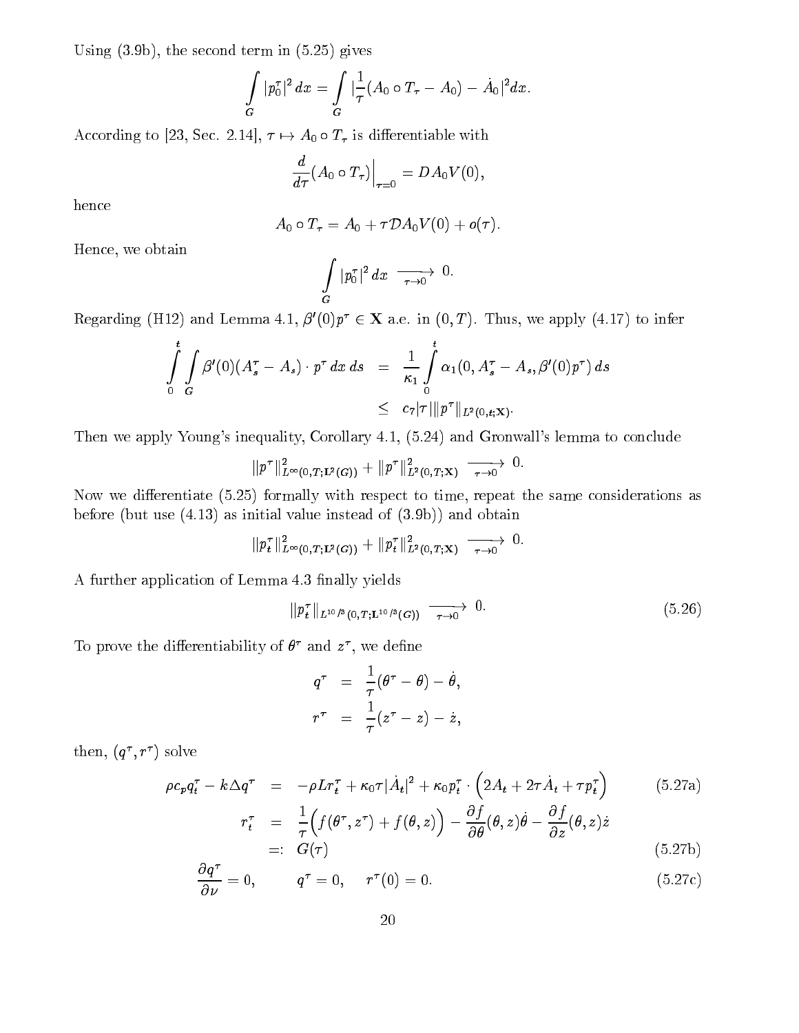Using (3.9b), the second term in (5.25) gives

$$\int_G |p_0^\tau|^2 \, dx = \int_G |\frac{1}{\tau}(A_0 \circ T_\tau - A_0) - \dot{A}_0|^2 dx.$$

According to [23, Sec. 2.14], $\tau \mapsto A_0 \circ T_\tau$ is differentiable with

$$\frac{d}{d\tau}(A_0 \circ T_\tau)\Big|_{\tau=0} = DA_0 V(0),$$

hence

$$A_0 \circ T_\tau = A_0 + \tau \mathcal{D} A_0 V(0) + o(\tau).$$

Hence, we obtain

$$\int_G |p_0^\tau|^2 \, dx \xrightarrow[\tau \to 0]{} 0.$$

Regarding (H12) and Lemma 4.1, $\beta'(0)p^\tau \in \mathbf{X}$ a.e. in $(0,T)$. Thus, we apply (4.17) to infer

$$\begin{aligned} \int_0^t \int_G \beta'(0)(A_s^\tau - A_s) \cdot p^\tau \, dx \, ds &= \frac{1}{\kappa_1} \int_0^t \alpha_1(0, A_s^\tau - A_s, \beta'(0)p^\tau) \, ds \\ &\leq c_7 |\tau| \|p^\tau\|_{L^2(0,t;\mathbf{X})}. \end{aligned}$$

Then we apply Young's inequality, Corollary 4.1, (5.24) and Gronwall's lemma to conclude

$$\|p^\tau\|^2_{L^\infty(0,T;\mathbf{L}^2(G))} + \|p^\tau\|^2_{L^2(0,T;\mathbf{X})} \xrightarrow[\tau \to 0]{} 0.$$

Now we differentiate (5.25) formally with respect to time, repeat the same considerations as before (but use (4.13) as initial value instead of (3.9b)) and obtain

$$\|p_t^\tau\|^2_{L^\infty(0,T;\mathbf{L}^2(G))} + \|p_t^\tau\|^2_{L^2(0,T;\mathbf{X})} \xrightarrow[\tau \to 0]{} 0.$$

A further application of Lemma 4.3 finally yields

$$\|p_t^\tau\|_{L^{10/3}(0,T;\mathbf{L}^{10/3}(G))} \xrightarrow[\tau \to 0]{} 0. \tag{5.26}$$

To prove the differentiability of $\theta^\tau$ and $z^\tau$, we define

$$\begin{aligned} q^\tau &= \frac{1}{\tau}(\theta^\tau - \theta) - \dot{\theta}, \\ r^\tau &= \frac{1}{\tau}(z^\tau - z) - \dot{z}, \end{aligned}$$

then, $(q^\tau, r^\tau)$ solve

$$\rho c_p q_t^\tau - k \Delta q^\tau = -\rho L r_t^\tau + \kappa_0 \tau |\dot{A}_t|^2 + \kappa_0 p_t^\tau \cdot \left(2A_t + 2\tau \dot{A}_t + \tau p_t^\tau\right) \tag{5.27a}$$

$$\begin{aligned} r_t^\tau &= \frac{1}{\tau}\Big(f(\theta^\tau, z^\tau) + f(\theta, z)\Big) - \frac{\partial f}{\partial \theta}(\theta, z)\dot{\theta} - \frac{\partial f}{\partial z}(\theta, z)\dot{z} \\ &=: G(\tau) \end{aligned} \tag{5.27b}$$

$$\frac{\partial q^\tau}{\partial \nu} = 0, \qquad q^\tau = 0, \quad r^\tau(0) = 0. \tag{5.27c}$$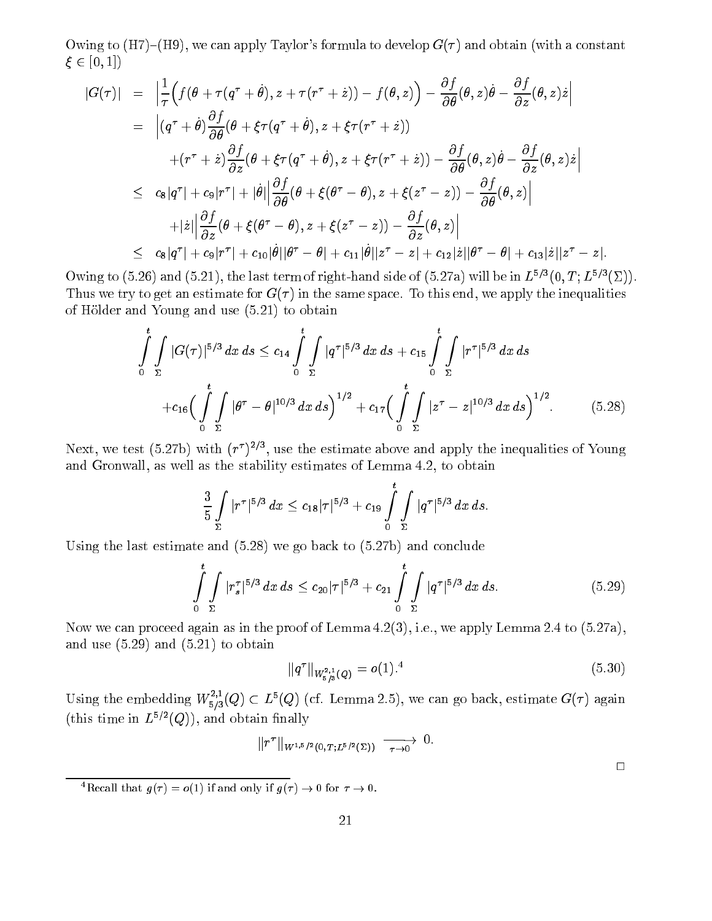Owing to (H7)–(H9), we can apply Taylor's formula to develop $G(\tau)$ and obtain (with a constant $\xi \in [0,1]$)

$$
\begin{aligned}
|G(\tau)| &= \Big|\frac{1}{\tau}\Big(f(\theta+\tau(q^\tau+\dot\theta), z+\tau(r^\tau+\dot z)) - f(\theta,z)\Big) - \frac{\partial f}{\partial\theta}(\theta,z)\dot\theta - \frac{\partial f}{\partial z}(\theta,z)\dot z\Big| \\
&= \Big|(q^\tau+\dot\theta)\frac{\partial f}{\partial\theta}(\theta+\xi\tau(q^\tau+\dot\theta), z+\xi\tau(r^\tau+\dot z)) \\
&\quad + (r^\tau+\dot z)\frac{\partial f}{\partial z}(\theta+\xi\tau(q^\tau+\dot\theta), z+\xi\tau(r^\tau+\dot z)) - \frac{\partial f}{\partial\theta}(\theta,z)\dot\theta - \frac{\partial f}{\partial z}(\theta,z)\dot z\Big| \\
&\le c_8|q^\tau| + c_9|r^\tau| + |\dot\theta|\Big|\frac{\partial f}{\partial\theta}(\theta+\xi(\theta^\tau-\theta), z+\xi(z^\tau-z)) - \frac{\partial f}{\partial\theta}(\theta,z)\Big| \\
&\quad + |\dot z|\Big|\frac{\partial f}{\partial z}(\theta+\xi(\theta^\tau-\theta), z+\xi(z^\tau-z)) - \frac{\partial f}{\partial z}(\theta,z)\Big| \\
&\le c_8|q^\tau| + c_9|r^\tau| + c_{10}|\dot\theta||\theta^\tau-\theta| + c_{11}|\dot\theta||z^\tau-z| + c_{12}|\dot z||\theta^\tau-\theta| + c_{13}|\dot z||z^\tau-z|.
\end{aligned}
$$

Owing to (5.26) and (5.21), the last term of right-hand side of (5.27a) will be in $L^{5/3}(0,T;L^{5/3}(\Sigma))$. Thus we try to get an estimate for $G(\tau)$ in the same space. To this end, we apply the inequalities of Hölder and Young and use (5.21) to obtain

$$
\begin{aligned}
\int_0^t\int_\Sigma |G(\tau)|^{5/3}\,dx\,ds &\le c_{14}\int_0^t\int_\Sigma |q^\tau|^{5/3}\,dx\,ds + c_{15}\int_0^t\int_\Sigma |r^\tau|^{5/3}\,dx\,ds \\
&\quad + c_{16}\Big(\int_0^t\int_\Sigma |\theta^\tau-\theta|^{10/3}\,dx\,ds\Big)^{1/2} + c_{17}\Big(\int_0^t\int_\Sigma |z^\tau-z|^{10/3}\,dx\,ds\Big)^{1/2}. \qquad (5.28)
\end{aligned}
$$

Next, we test (5.27b) with $(r^\tau)^{2/3}$, use the estimate above and apply the inequalities of Young and Gronwall, as well as the stability estimates of Lemma 4.2, to obtain

$$
\frac{3}{5}\int_\Sigma |r^\tau|^{5/3}\,dx \le c_{18}|\tau|^{5/3} + c_{19}\int_0^t\int_\Sigma |q^\tau|^{5/3}\,dx\,ds.
$$

Using the last estimate and (5.28) we go back to (5.27b) and conclude

$$
\int_0^t\int_\Sigma |r^\tau_s|^{5/3}\,dx\,ds \le c_{20}|\tau|^{5/3} + c_{21}\int_0^t\int_\Sigma |q^\tau|^{5/3}\,dx\,ds. \qquad (5.29)
$$

Now we can proceed again as in the proof of Lemma 4.2(3), i.e., we apply Lemma 2.4 to (5.27a), and use (5.29) and (5.21) to obtain

$$
\|q^\tau\|_{W^{2,1}_{5/3}(Q)} = o(1).[4] \qquad (5.30)
$$

Using the embedding $W^{2,1}_{5/3}(Q) \subset L^5(Q)$ (cf. Lemma 2.5), we can go back, estimate $G(\tau)$ again (this time in $L^{5/2}(Q)$), and obtain finally

$$
\|r^\tau\|_{W^{1,5/2}(0,T;L^{5/2}(\Sigma))} \xrightarrow[\tau\to 0]{} 0.
$$

□

[4] Recall that $g(\tau) = o(1)$ if and only if $g(\tau) \to 0$ for $\tau \to 0$.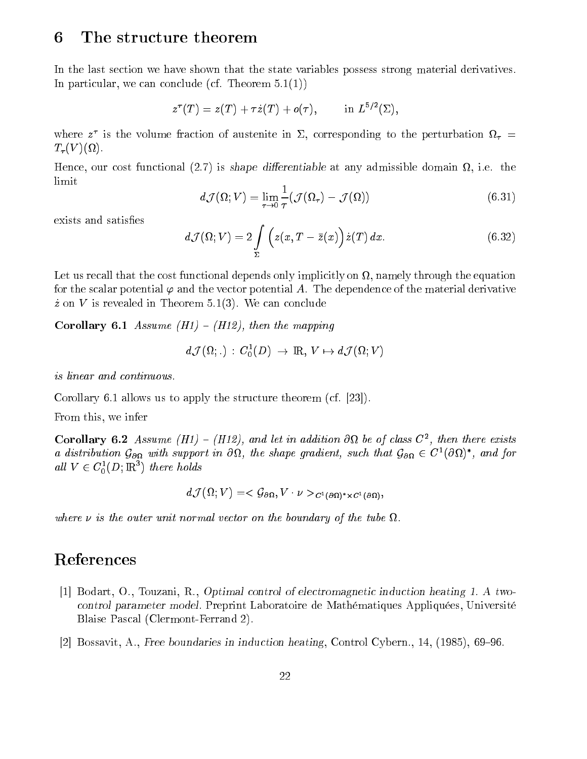## 6 The structure theorem

In the last section we have shown that the state variables possess strong material derivatives. In particular, we can conclude (cf. Theorem 5.1(1))

$$z^\tau(T) = z(T) + \tau \dot{z}(T) + o(\tau), \qquad \text{in } L^{5/2}(\Sigma),$$

where $z^\tau$ is the volume fraction of austenite in $\Sigma$, corresponding to the perturbation $\Omega_\tau = T_\tau(V)(\Omega)$.

Hence, our cost functional (2.7) is *shape differentiable* at any admissible domain $\Omega$, i.e. the limit

$$d\mathcal{J}(\Omega; V) = \lim_{\tau \to 0} \frac{1}{\tau}(\mathcal{J}(\Omega_\tau) - \mathcal{J}(\Omega)) \tag{6.31}$$

exists and satisfies

$$d\mathcal{J}(\Omega; V) = 2 \int\limits_{\Sigma} \Big( z(x, T - \bar{z}(x) \Big) \dot{z}(T)\, dx. \tag{6.32}$$

Let us recall that the cost functional depends only implicitly on $\Omega$, namely through the equation for the scalar potential $\varphi$ and the vector potential $A$. The dependence of the material derivative $\dot{z}$ on $V$ is revealed in Theorem 5.1(3). We can conclude

**Corollary 6.1** *Assume (H1) – (H12), then the mapping*

$$d\mathcal{J}(\Omega; .) : C_0^1(D) \to \mathbb{R}, \, V \mapsto d\mathcal{J}(\Omega; V)$$

*is linear and continuous.*

Corollary 6.1 allows us to apply the structure theorem (cf. [23]).

From this, we infer

**Corollary 6.2** *Assume (H1) – (H12), and let in addition $\partial\Omega$ be of class $C^2$, then there exists a distribution $\mathcal{G}_{\partial\Omega}$ with support in $\partial\Omega$, the shape gradient, such that $\mathcal{G}_{\partial\Omega} \in C^1(\partial\Omega)^*$, and for all $V \in C_0^1(D; \mathbb{R}^3)$ there holds*

$$d\mathcal{J}(\Omega; V) = < \mathcal{G}_{\partial\Omega}, V \cdot \nu >_{C^1(\partial\Omega)^* \times C^1(\partial\Omega)},$$

*where $\nu$ is the outer unit normal vector on the boundary of the tube $\Omega$.*

# References

[1] Bodart, O., Touzani, R., *Optimal control of electromagnetic induction heating 1. A two-control parameter model.* Preprint Laboratoire de Mathématiques Appliquées, Université Blaise Pascal (Clermont-Ferrand 2).

[2] Bossavit, A., *Free boundaries in induction heating*, Control Cybern., 14, (1985), 69–96.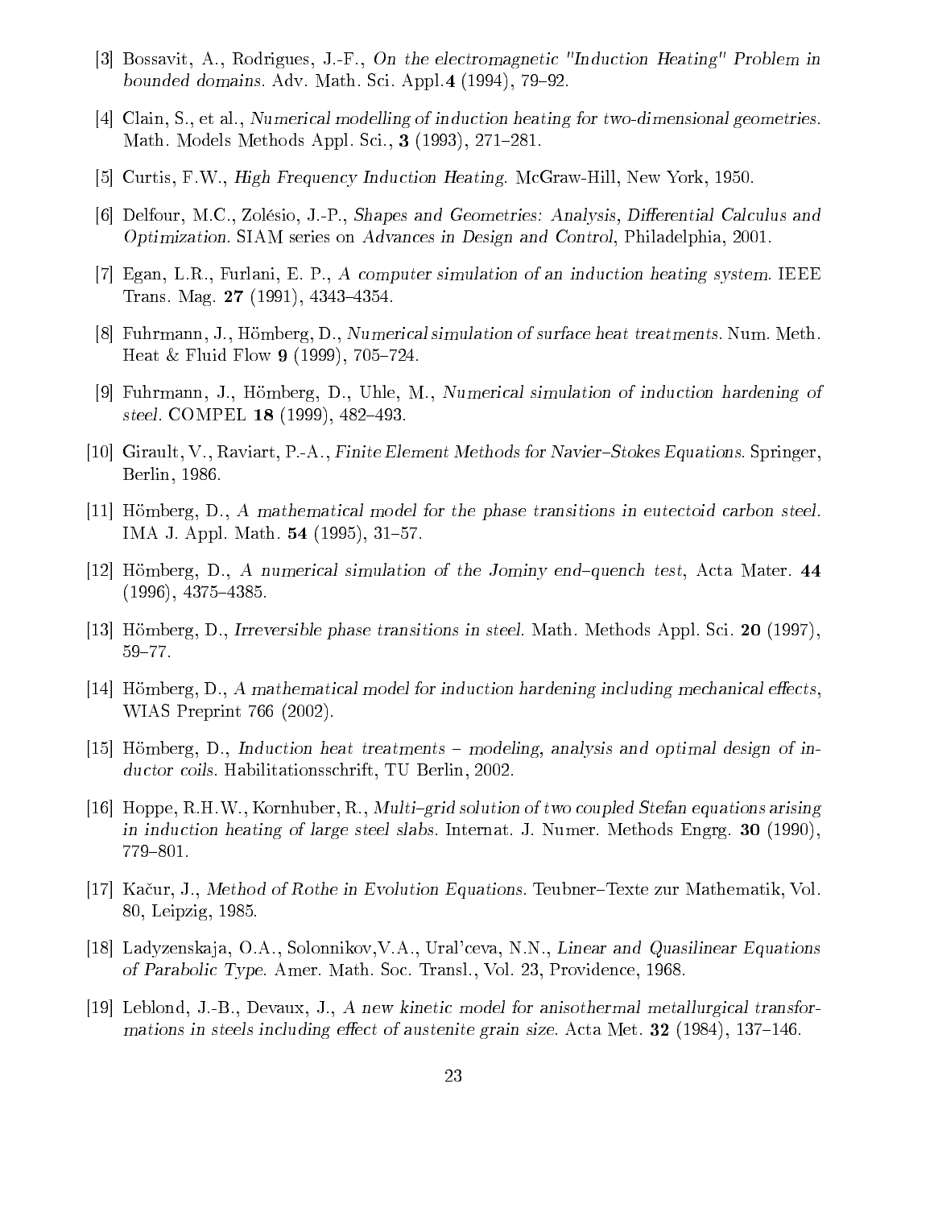[3] Bossavit, A., Rodrigues, J.-F., *On the electromagnetic "Induction Heating" Problem in bounded domains.* Adv. Math. Sci. Appl.**4** (1994), 79–92.

[4] Clain, S., et al., *Numerical modelling of induction heating for two-dimensional geometries.* Math. Models Methods Appl. Sci., **3** (1993), 271–281.

[5] Curtis, F.W., *High Frequency Induction Heating.* McGraw-Hill, New York, 1950.

[6] Delfour, M.C., Zolésio, J.-P., *Shapes and Geometries: Analysis, Differential Calculus and Optimization.* SIAM series on *Advances in Design and Control*, Philadelphia, 2001.

[7] Egan, L.R., Furlani, E. P., *A computer simulation of an induction heating system.* IEEE Trans. Mag. **27** (1991), 4343–4354.

[8] Fuhrmann, J., Hömberg, D., *Numerical simulation of surface heat treatments.* Num. Meth. Heat & Fluid Flow **9** (1999), 705–724.

[9] Fuhrmann, J., Hömberg, D., Uhle, M., *Numerical simulation of induction hardening of steel.* COMPEL **18** (1999), 482–493.

[10] Girault, V., Raviart, P.-A., *Finite Element Methods for Navier–Stokes Equations.* Springer, Berlin, 1986.

[11] Hömberg, D., *A mathematical model for the phase transitions in eutectoid carbon steel.* IMA J. Appl. Math. **54** (1995), 31–57.

[12] Hömberg, D., *A numerical simulation of the Jominy end–quench test*, Acta Mater. **44** (1996), 4375–4385.

[13] Hömberg, D., *Irreversible phase transitions in steel.* Math. Methods Appl. Sci. **20** (1997), 59–77.

[14] Hömberg, D., *A mathematical model for induction hardening including mechanical effects*, WIAS Preprint 766 (2002).

[15] Hömberg, D., *Induction heat treatments – modeling, analysis and optimal design of inductor coils.* Habilitationsschrift, TU Berlin, 2002.

[16] Hoppe, R.H.W., Kornhuber, R., *Multi–grid solution of two coupled Stefan equations arising in induction heating of large steel slabs.* Internat. J. Numer. Methods Engrg. **30** (1990), 779–801.

[17] Kačur, J., *Method of Rothe in Evolution Equations.* Teubner–Texte zur Mathematik, Vol. 80, Leipzig, 1985.

[18] Ladyzenskaja, O.A., Solonnikov,V.A., Ural'ceva, N.N., *Linear and Quasilinear Equations of Parabolic Type.* Amer. Math. Soc. Transl., Vol. 23, Providence, 1968.

[19] Leblond, J.-B., Devaux, J., *A new kinetic model for anisothermal metallurgical transformations in steels including effect of austenite grain size.* Acta Met. **32** (1984), 137–146.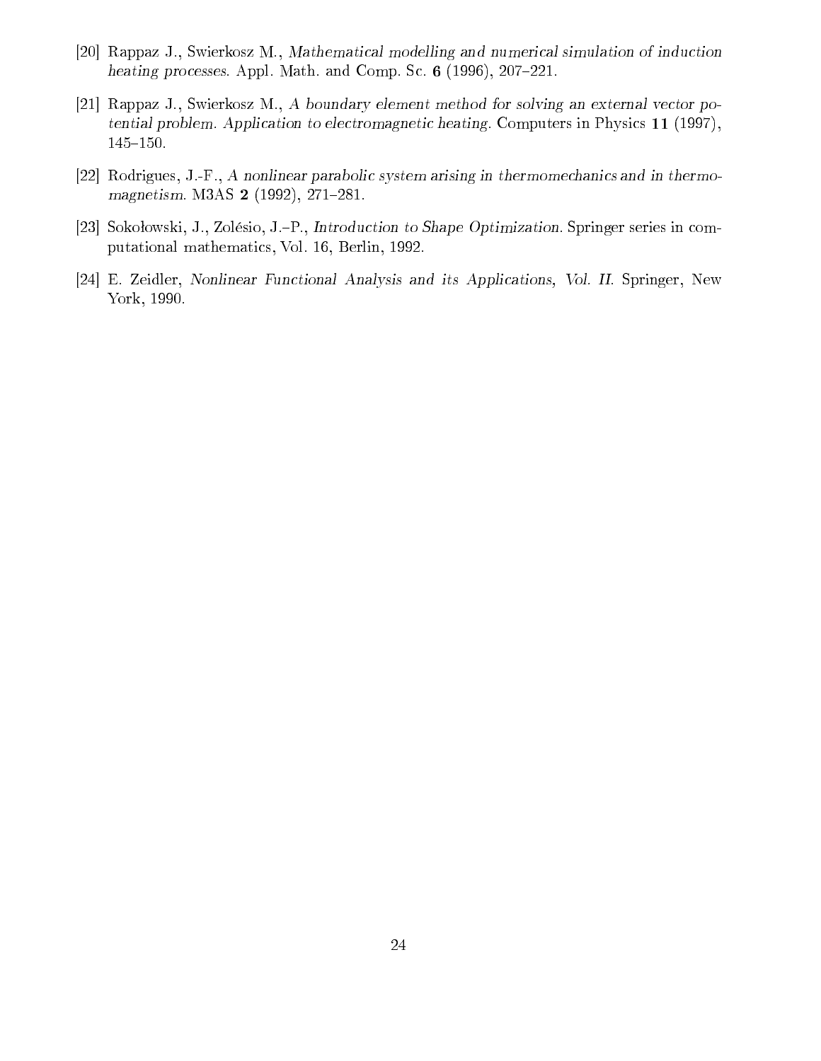[20] Rappaz J., Swierkosz M., *Mathematical modelling and numerical simulation of induction heating processes.* Appl. Math. and Comp. Sc. **6** (1996), 207–221.

[21] Rappaz J., Swierkosz M., *A boundary element method for solving an external vector potential problem. Application to electromagnetic heating.* Computers in Physics **11** (1997), 145–150.

[22] Rodrigues, J.-F., *A nonlinear parabolic system arising in thermomechanics and in thermomagnetism.* M3AS **2** (1992), 271–281.

[23] Sokołowski, J., Zolésio, J.–P., *Introduction to Shape Optimization.* Springer series in computational mathematics, Vol. 16, Berlin, 1992.

[24] E. Zeidler, *Nonlinear Functional Analysis and its Applications, Vol. II.* Springer, New York, 1990.